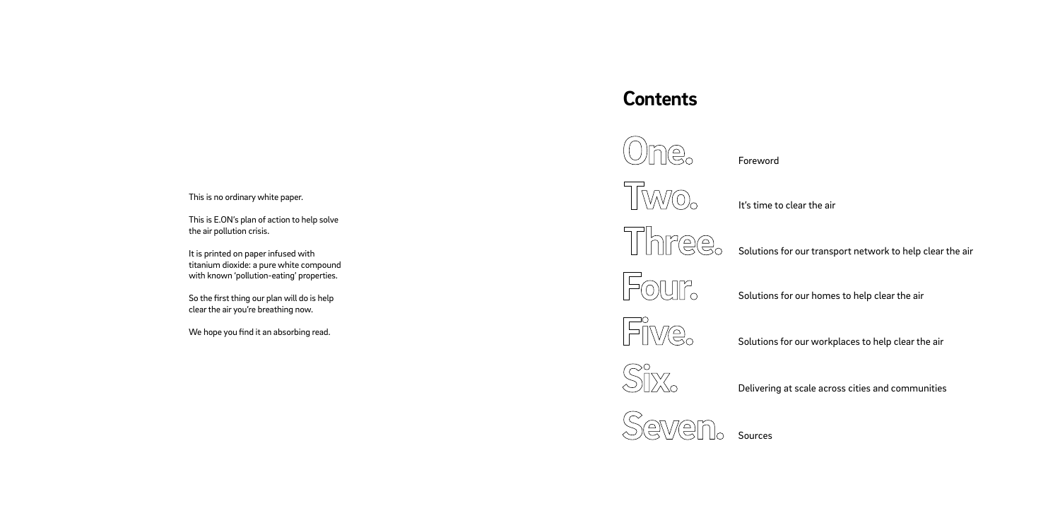This is no ordinary white paper.

This is E.ON's plan of action to help solve the air pollution crisis.

It is printed on paper infused with titanium dioxide: a pure white compound with known 'pollution-eating' properties.

So the first thing our plan will do is help clear the air you're breathing now.

We hope you find it an absorbing read.

## Contents

| | |
|---|---|
| One. | Foreword |
| Two. | It's time to clear the air |
| Three. | Solutions for our transport network to help clear the air |
| Four. | Solutions for our homes to help clear the air |
| Five. | Solutions for our workplaces to help clear the air |
| Six. | Delivering at scale across cities and communities |
| Seven. | Sources |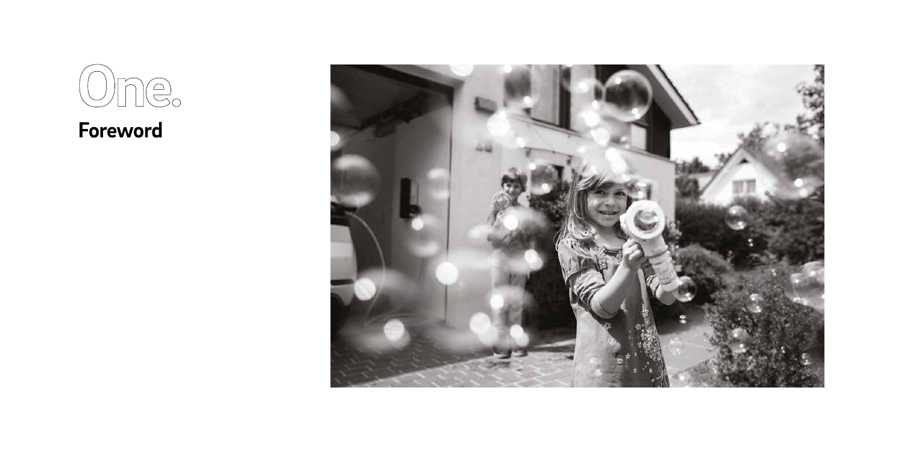# One.

## Foreword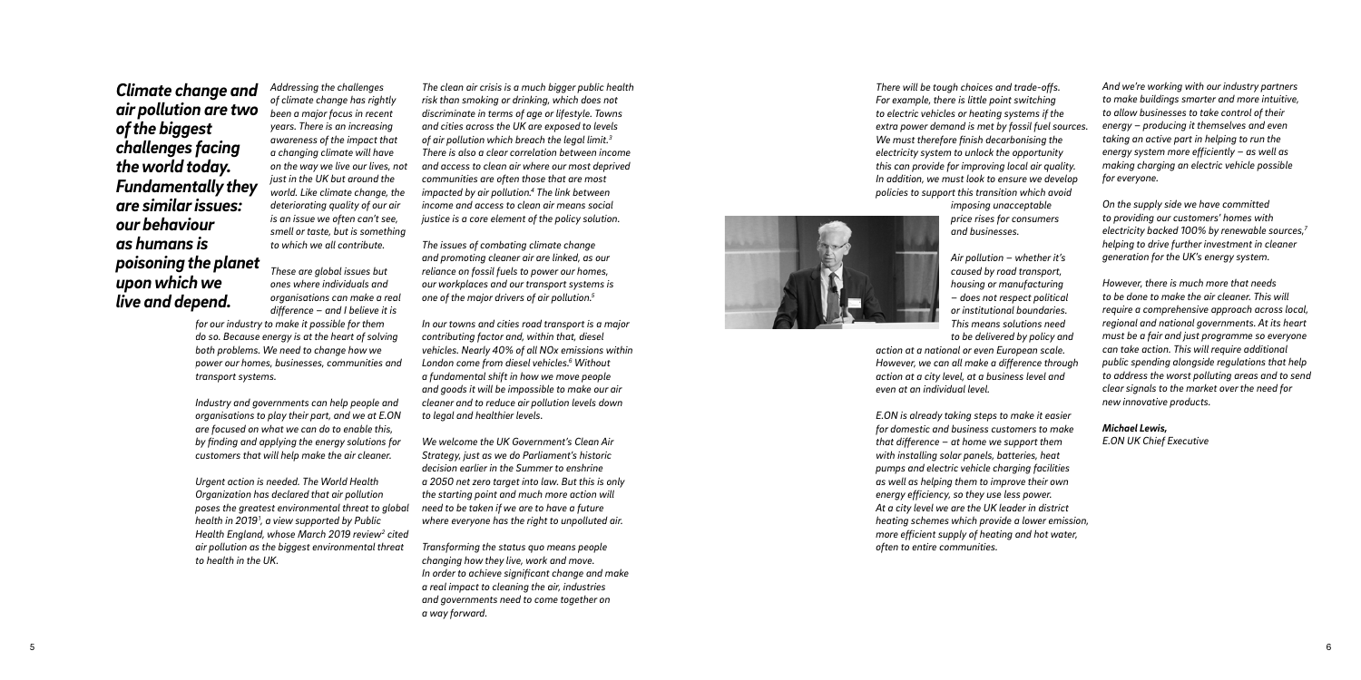***Climate change and air pollution are two of the biggest challenges facing the world today. Fundamentally they are similar issues: our behaviour as humans is poisoning the planet upon which we live and depend.***

*Addressing the challenges of climate change has rightly been a major focus in recent years. There is an increasing awareness of the impact that a changing climate will have on the way we live our lives, not just in the UK but around the world. Like climate change, the deteriorating quality of our air is an issue we often can't see, smell or taste, but is something to which we all contribute.*

*These are global issues but ones where individuals and organisations can make a real difference – and I believe it is for our industry to make it possible for them do so. Because energy is at the heart of solving both problems. We need to change how we power our homes, businesses, communities and transport systems.*

*Industry and governments can help people and organisations to play their part, and we at E.ON are focused on what we can do to enable this, by finding and applying the energy solutions for customers that will help make the air cleaner.*

*Urgent action is needed. The World Health Organization has declared that air pollution poses the greatest environmental threat to global health in 2019[1], a view supported by Public Health England, whose March 2019 review[2] cited air pollution as the biggest environmental threat to health in the UK.*

*The clean air crisis is a much bigger public health risk than smoking or drinking, which does not discriminate in terms of age or lifestyle. Towns and cities across the UK are exposed to levels of air pollution which breach the legal limit.[3] There is also a clear correlation between income and access to clean air where our most deprived communities are often those that are most impacted by air pollution.[4] The link between income and access to clean air means social justice is a core element of the policy solution.*

*The issues of combating climate change and promoting cleaner air are linked, as our reliance on fossil fuels to power our homes, our workplaces and our transport systems is one of the major drivers of air pollution.[5]*

*In our towns and cities road transport is a major contributing factor and, within that, diesel vehicles. Nearly 40% of all NOx emissions within London come from diesel vehicles.[6] Without a fundamental shift in how we move people and goods it will be impossible to make our air cleaner and to reduce air pollution levels down to legal and healthier levels.*

*We welcome the UK Government's Clean Air Strategy, just as we do Parliament's historic decision earlier in the Summer to enshrine a 2050 net zero target into law. But this is only the starting point and much more action will need to be taken if we are to have a future where everyone has the right to unpolluted air.*

*Transforming the status quo means people changing how they live, work and move. In order to achieve significant change and make a real impact to cleaning the air, industries and governments need to come together on a way forward.*

*There will be tough choices and trade-offs. For example, there is little point switching to electric vehicles or heating systems if the extra power demand is met by fossil fuel sources. We must therefore finish decarbonising the electricity system to unlock the opportunity this can provide for improving local air quality. In addition, we must look to ensure we develop policies to support this transition which avoid imposing unacceptable price rises for consumers and businesses.*

*Air pollution – whether it's caused by road transport, housing or manufacturing – does not respect political or institutional boundaries. This means solutions need to be delivered by policy and action at a national or even European scale. However, we can all make a difference through action at a city level, at a business level and even at an individual level.*

*E.ON is already taking steps to make it easier for domestic and business customers to make that difference – at home we support them with installing solar panels, batteries, heat pumps and electric vehicle charging facilities as well as helping them to improve their own energy efficiency, so they use less power. At a city level we are the UK leader in district heating schemes which provide a lower emission, more efficient supply of heating and hot water, often to entire communities.*

*And we're working with our industry partners to make buildings smarter and more intuitive, to allow businesses to take control of their energy – producing it themselves and even taking an active part in helping to run the energy system more efficiently – as well as making charging an electric vehicle possible for everyone.*

*On the supply side we have committed to providing our customers' homes with electricity backed 100% by renewable sources,[7] helping to drive further investment in cleaner generation for the UK's energy system.*

*However, there is much more that needs to be done to make the air cleaner. This will require a comprehensive approach across local, regional and national governments. At its heart must be a fair and just programme so everyone can take action. This will require additional public spending alongside regulations that help to address the worst polluting areas and to send clear signals to the market over the need for new innovative products.*

***Michael Lewis,***
*E.ON UK Chief Executive*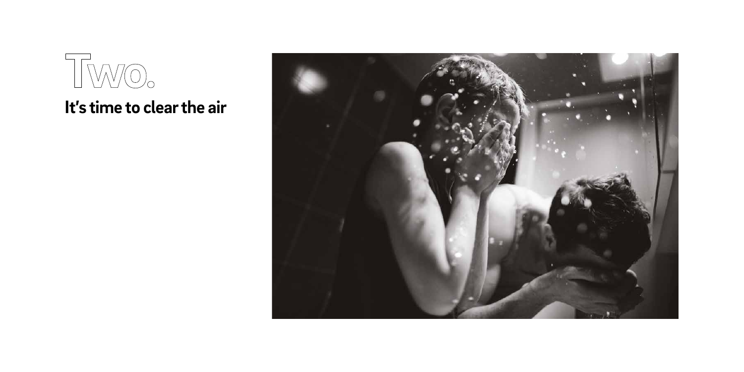# Two.

## It's time to clear the air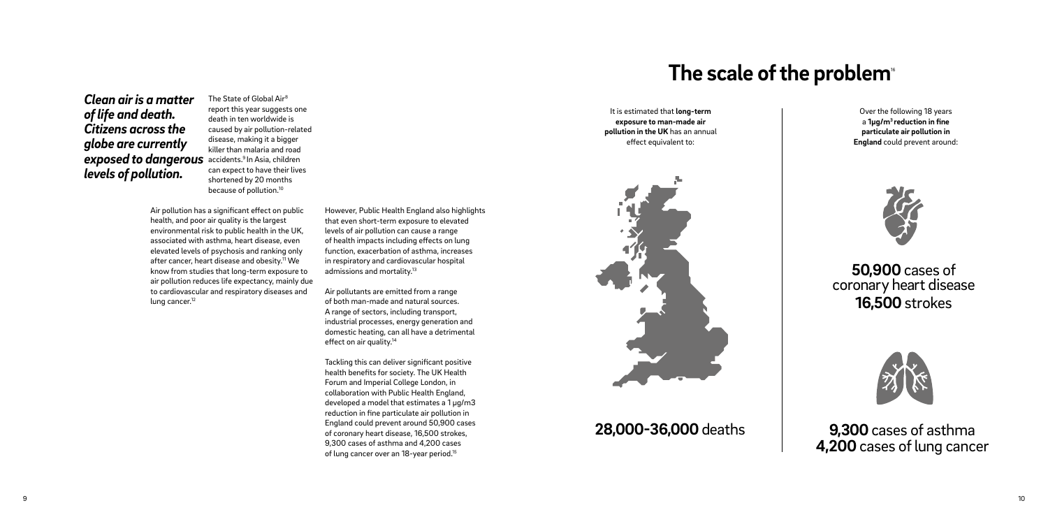***Clean air is a matter of life and death. Citizens across the globe are currently exposed to dangerous levels of pollution.***

The State of Global Air[8] report this year suggests one death in ten worldwide is caused by air pollution-related disease, making it a bigger killer than malaria and road accidents.[9] In Asia, children can expect to have their lives shortened by 20 months because of pollution.[10]

Air pollution has a significant effect on public health, and poor air quality is the largest environmental risk to public health in the UK, associated with asthma, heart disease, even elevated levels of psychosis and ranking only after cancer, heart disease and obesity.[11] We know from studies that long-term exposure to air pollution reduces life expectancy, mainly due to cardiovascular and respiratory diseases and lung cancer.[12]

However, Public Health England also highlights that even short-term exposure to elevated levels of air pollution can cause a range of health impacts including effects on lung function, exacerbation of asthma, increases in respiratory and cardiovascular hospital admissions and mortality.[13]

Air pollutants are emitted from a range of both man-made and natural sources. A range of sectors, including transport, industrial processes, energy generation and domestic heating, can all have a detrimental effect on air quality.[14]

Tackling this can deliver significant positive health benefits for society. The UK Health Forum and Imperial College London, in collaboration with Public Health England, developed a model that estimates a 1 µg/m3 reduction in fine particulate air pollution in England could prevent around 50,900 cases of coronary heart disease, 16,500 strokes, 9,300 cases of asthma and 4,200 cases of lung cancer over an 18-year period.[15]

# The scale of the problem[16]

It is estimated that **long-term exposure to man-made air pollution in the UK** has an annual effect equivalent to:

**28,000-36,000** deaths

Over the following 18 years a **1µg/m$^3$ reduction in fine particulate air pollution in England** could prevent around:

**50,900** cases of coronary heart disease
**16,500** strokes

**9,300** cases of asthma
**4,200** cases of lung cancer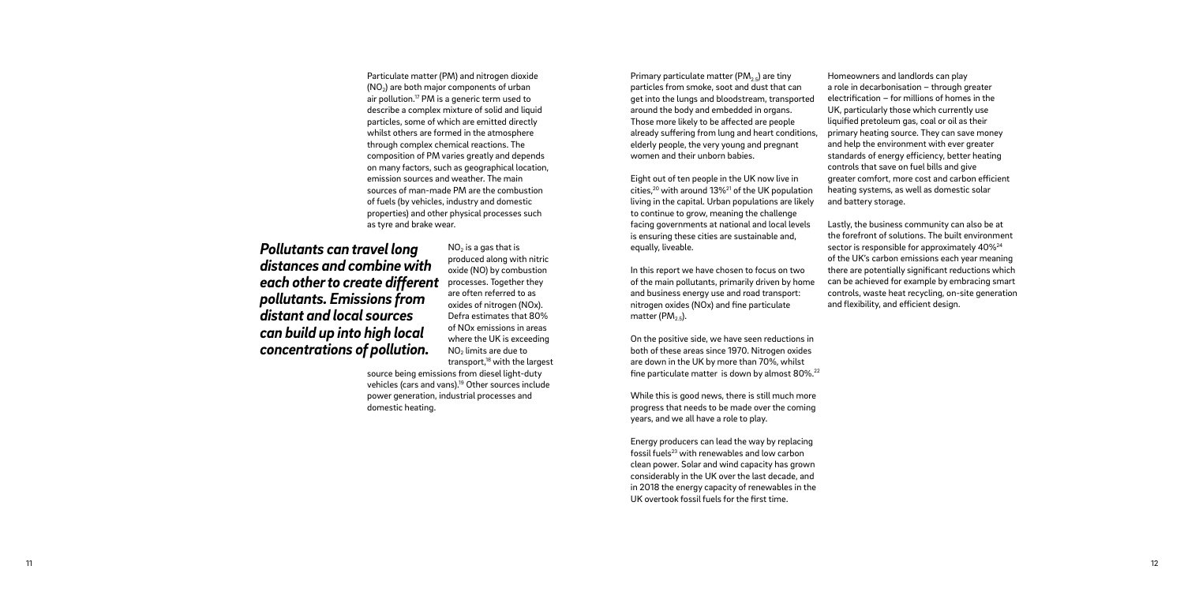Particulate matter (PM) and nitrogen dioxide ($NO_2$) are both major components of urban air pollution.[17] PM is a generic term used to describe a complex mixture of solid and liquid particles, some of which are emitted directly whilst others are formed in the atmosphere through complex chemical reactions. The composition of PM varies greatly and depends on many factors, such as geographical location, emission sources and weather. The main sources of man-made PM are the combustion of fuels (by vehicles, industry and domestic properties) and other physical processes such as tyre and brake wear.

***Pollutants can travel long distances and combine with each other to create different pollutants. Emissions from distant and local sources can build up into high local concentrations of pollution.***

$NO_2$ is a gas that is produced along with nitric oxide (NO) by combustion processes. Together they are often referred to as oxides of nitrogen (NOx). Defra estimates that 80% of NOx emissions in areas where the UK is exceeding $NO_2$ limits are due to transport,[18] with the largest source being emissions from diesel light-duty vehicles (cars and vans).[19] Other sources include power generation, industrial processes and domestic heating.

Primary particulate matter ($PM_{2.5}$) are tiny particles from smoke, soot and dust that can get into the lungs and bloodstream, transported around the body and embedded in organs. Those more likely to be affected are people already suffering from lung and heart conditions, elderly people, the very young and pregnant women and their unborn babies.

Eight out of ten people in the UK now live in cities,[20] with around 13%[21] of the UK population living in the capital. Urban populations are likely to continue to grow, meaning the challenge facing governments at national and local levels is ensuring these cities are sustainable and, equally, liveable.

In this report we have chosen to focus on two of the main pollutants, primarily driven by home and business energy use and road transport: nitrogen oxides (NOx) and fine particulate matter ($PM_{2.5}$).

On the positive side, we have seen reductions in both of these areas since 1970. Nitrogen oxides are down in the UK by more than 70%, whilst fine particulate matter is down by almost 80%.[22]

While this is good news, there is still much more progress that needs to be made over the coming years, and we all have a role to play.

Energy producers can lead the way by replacing fossil fuels[23] with renewables and low carbon clean power. Solar and wind capacity has grown considerably in the UK over the last decade, and in 2018 the energy capacity of renewables in the UK overtook fossil fuels for the first time.

Homeowners and landlords can play a role in decarbonisation – through greater electrification – for millions of homes in the UK, particularly those which currently use liquified pretoleum gas, coal or oil as their primary heating source. They can save money and help the environment with ever greater standards of energy efficiency, better heating controls that save on fuel bills and give greater comfort, more cost and carbon efficient heating systems, as well as domestic solar and battery storage.

Lastly, the business community can also be at the forefront of solutions. The built environment sector is responsible for approximately 40%[24] of the UK's carbon emissions each year meaning there are potentially significant reductions which can be achieved for example by embracing smart controls, waste heat recycling, on-site generation and flexibility, and efficient design.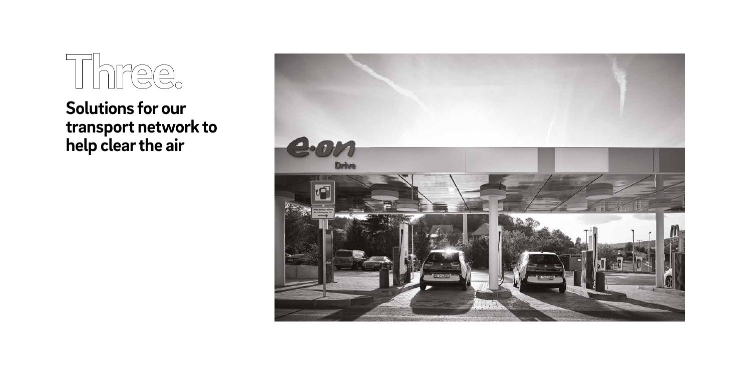# Three.

## Solutions for our transport network to help clear the air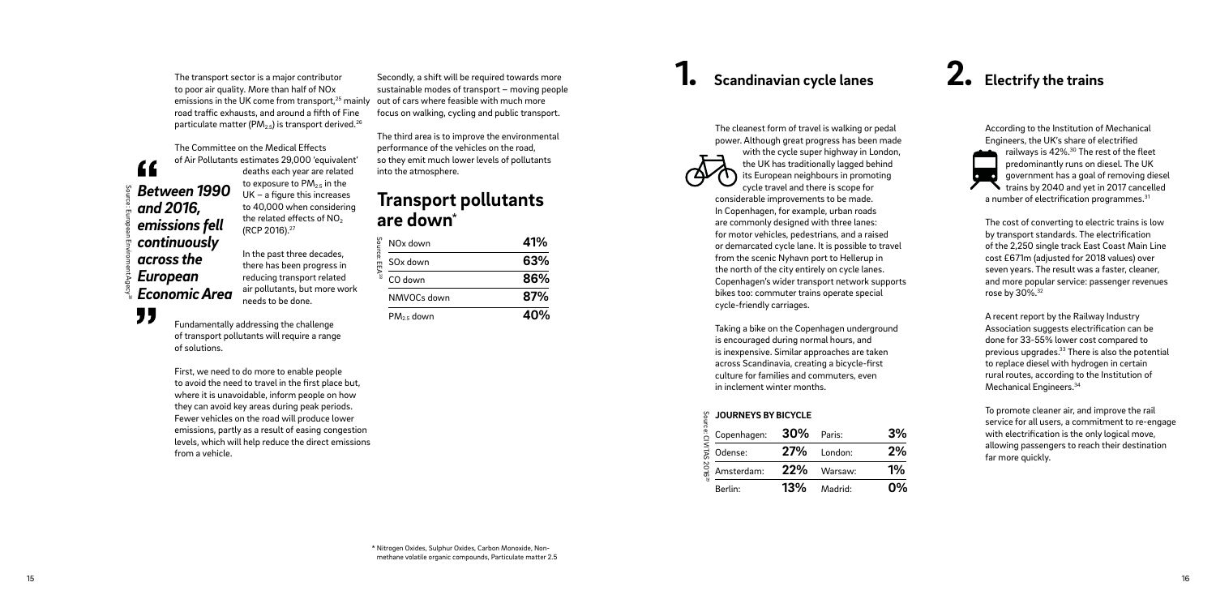The transport sector is a major contributor to poor air quality. More than half of NOx emissions in the UK come from transport,[25] mainly road traffic exhausts, and around a fifth of Fine particulate matter ($PM_{2.5}$) is transport derived.[26]

The Committee on the Medical Effects of Air Pollutants estimates 29,000 'equivalent' deaths each year are related to exposure to $PM_{2.5}$ in the UK – a figure this increases to 40,000 when considering the related effects of $NO_2$ (RCP 2016).[27]

> ***"Between 1990 and 2016, emissions fell continuously across the European Economic Area"***
>
> Source: European Environment Agency[28]

In the past three decades, there has been progress in reducing transport related air pollutants, but more work needs to be done.

Fundamentally addressing the challenge of transport pollutants will require a range of solutions.

First, we need to do more to enable people to avoid the need to travel in the first place but, where it is unavoidable, inform people on how they can avoid key areas during peak periods. Fewer vehicles on the road will produce lower emissions, partly as a result of easing congestion levels, which will help reduce the direct emissions from a vehicle.

Secondly, a shift will be required towards more sustainable modes of transport – moving people out of cars where feasible with much more focus on walking, cycling and public transport.

The third area is to improve the environmental performance of the vehicles on the road, so they emit much lower levels of pollutants into the atmosphere.

## Transport pollutants are down*

| | |
|---|---|
| NOx down | **41%** |
| SOx down | **63%** |
| CO down | **86%** |
| NMVOCs down | **87%** |
| $PM_{2.5}$ down | **40%** |

Source: EEA[28]

\* Nitrogen Oxides, Sulphur Oxides, Carbon Monoxide, Non-methane volatile organic compounds, Particulate matter 2.5

# 1. Scandinavian cycle lanes

The cleanest form of travel is walking or pedal power. Although great progress has been made with the cycle super highway in London, the UK has traditionally lagged behind its European neighbours in promoting cycle travel and there is scope for considerable improvements to be made. In Copenhagen, for example, urban roads are commonly designed with three lanes: for motor vehicles, pedestrians, and a raised or demarcated cycle lane. It is possible to travel from the scenic Nyhavn port to Hellerup in the north of the city entirely on cycle lanes. Copenhagen's wider transport network supports bikes too: commuter trains operate special cycle-friendly carriages.

Taking a bike on the Copenhagen underground is encouraged during normal hours, and is inexpensive. Similar approaches are taken across Scandinavia, creating a bicycle-first culture for families and commuters, even in inclement winter months.

**JOURNEYS BY BICYCLE**

| | | | |
|---|---|---|---|
| Copenhagen: | **30%** | Paris: | **3%** |
| Odense: | **27%** | London: | **2%** |
| Amsterdam: | **22%** | Warsaw: | **1%** |
| Berlin: | **13%** | Madrid: | **0%** |

Source: CIVITAS 2016[29]

# 2. Electrify the trains

According to the Institution of Mechanical Engineers, the UK's share of electrified railways is 42%.[30] The rest of the fleet predominantly runs on diesel. The UK government has a goal of removing diesel trains by 2040 and yet in 2017 cancelled a number of electrification programmes.[31]

The cost of converting to electric trains is low by transport standards. The electrification of the 2,250 single track East Coast Main Line cost £671m (adjusted for 2018 values) over seven years. The result was a faster, cleaner, and more popular service: passenger revenues rose by 30%.[32]

A recent report by the Railway Industry Association suggests electrification can be done for 33-55% lower cost compared to previous upgrades.[33] There is also the potential to replace diesel with hydrogen in certain rural routes, according to the Institution of Mechanical Engineers.[34]

To promote cleaner air, and improve the rail service for all users, a commitment to re-engage with electrification is the only logical move, allowing passengers to reach their destination far more quickly.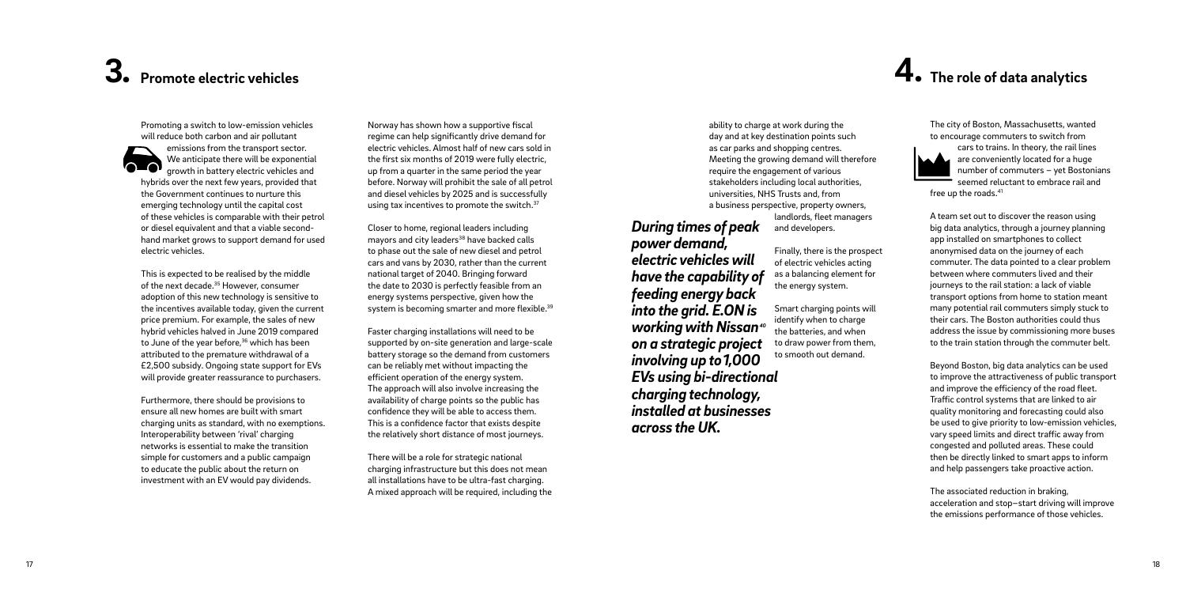# 3. Promote electric vehicles

Promoting a switch to low-emission vehicles will reduce both carbon and air pollutant emissions from the transport sector. We anticipate there will be exponential growth in battery electric vehicles and hybrids over the next few years, provided that the Government continues to nurture this emerging technology until the capital cost of these vehicles is comparable with their petrol or diesel equivalent and that a viable second-hand market grows to support demand for used electric vehicles.

This is expected to be realised by the middle of the next decade.[35] However, consumer adoption of this new technology is sensitive to the incentives available today, given the current price premium. For example, the sales of new hybrid vehicles halved in June 2019 compared to June of the year before,[36] which has been attributed to the premature withdrawal of a £2,500 subsidy. Ongoing state support for EVs will provide greater reassurance to purchasers.

Furthermore, there should be provisions to ensure all new homes are built with smart charging units as standard, with no exemptions. Interoperability between 'rival' charging networks is essential to make the transition simple for customers and a public campaign to educate the public about the return on investment with an EV would pay dividends.

Norway has shown how a supportive fiscal regime can help significantly drive demand for electric vehicles. Almost half of new cars sold in the first six months of 2019 were fully electric, up from a quarter in the same period the year before. Norway will prohibit the sale of all petrol and diesel vehicles by 2025 and is successfully using tax incentives to promote the switch.[37]

Closer to home, regional leaders including mayors and city leaders[38] have backed calls to phase out the sale of new diesel and petrol cars and vans by 2030, rather than the current national target of 2040. Bringing forward the date to 2030 is perfectly feasible from an energy systems perspective, given how the system is becoming smarter and more flexible.[39]

Faster charging installations will need to be supported by on-site generation and large-scale battery storage so the demand from customers can be reliably met without impacting the efficient operation of the energy system. The approach will also involve increasing the availability of charge points so the public has confidence they will be able to access them. This is a confidence factor that exists despite the relatively short distance of most journeys.

There will be a role for strategic national charging infrastructure but this does not mean all installations have to be ultra-fast charging. A mixed approach will be required, including the ability to charge at work during the day and at key destination points such as car parks and shopping centres. Meeting the growing demand will therefore require the engagement of various stakeholders including local authorities, universities, NHS Trusts and, from a business perspective, property owners, landlords, fleet managers and developers.

***During times of peak power demand, electric vehicles will have the capability of feeding energy back into the grid. E.ON is working with Nissan[40] on a strategic project involving up to 1,000 EVs using bi-directional charging technology, installed at businesses across the UK.***

Finally, there is the prospect of electric vehicles acting as a balancing element for the energy system.

Smart charging points will identify when to charge the batteries, and when to draw power from them, to smooth out demand.

# 4. The role of data analytics

The city of Boston, Massachusetts, wanted to encourage commuters to switch from cars to trains. In theory, the rail lines are conveniently located for a huge number of commuters – yet Bostonians seemed reluctant to embrace rail and free up the roads.[41]

A team set out to discover the reason using big data analytics, through a journey planning app installed on smartphones to collect anonymised data on the journey of each commuter. The data pointed to a clear problem between where commuters lived and their journeys to the rail station: a lack of viable transport options from home to station meant many potential rail commuters simply stuck to their cars. The Boston authorities could thus address the issue by commissioning more buses to the train station through the commuter belt.

Beyond Boston, big data analytics can be used to improve the attractiveness of public transport and improve the efficiency of the road fleet. Traffic control systems that are linked to air quality monitoring and forecasting could also be used to give priority to low-emission vehicles, vary speed limits and direct traffic away from congested and polluted areas. These could then be directly linked to smart apps to inform and help passengers take proactive action.

The associated reduction in braking, acceleration and stop–start driving will improve the emissions performance of those vehicles.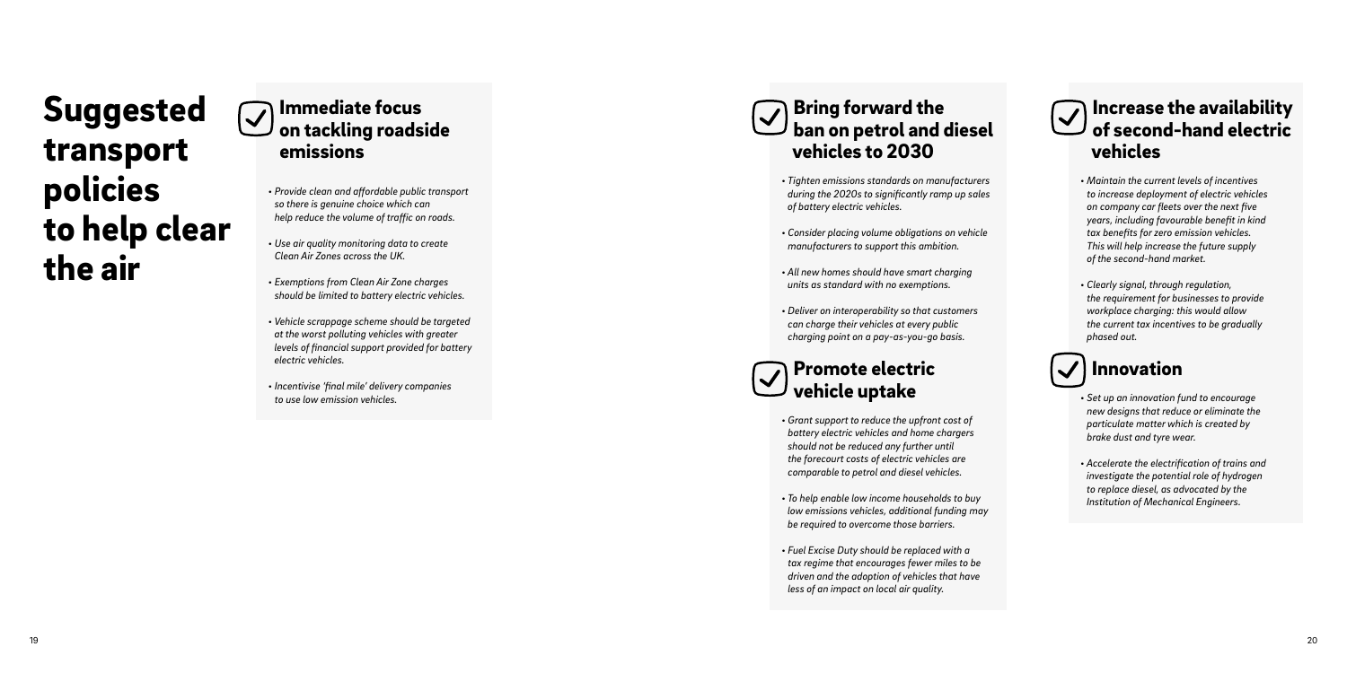# Suggested transport policies to help clear the air

## Immediate focus on tackling roadside emissions

- *Provide clean and affordable public transport so there is genuine choice which can help reduce the volume of traffic on roads.*
- *Use air quality monitoring data to create Clean Air Zones across the UK.*
- *Exemptions from Clean Air Zone charges should be limited to battery electric vehicles.*
- *Vehicle scrappage scheme should be targeted at the worst polluting vehicles with greater levels of financial support provided for battery electric vehicles.*
- *Incentivise 'final mile' delivery companies to use low emission vehicles.*

## Bring forward the ban on petrol and diesel vehicles to 2030

- *Tighten emissions standards on manufacturers during the 2020s to significantly ramp up sales of battery electric vehicles.*
- *Consider placing volume obligations on vehicle manufacturers to support this ambition.*
- *All new homes should have smart charging units as standard with no exemptions.*
- *Deliver on interoperability so that customers can charge their vehicles at every public charging point on a pay-as-you-go basis.*

## Promote electric vehicle uptake

- *Grant support to reduce the upfront cost of battery electric vehicles and home chargers should not be reduced any further until the forecourt costs of electric vehicles are comparable to petrol and diesel vehicles.*
- *To help enable low income households to buy low emissions vehicles, additional funding may be required to overcome those barriers.*
- *Fuel Excise Duty should be replaced with a tax regime that encourages fewer miles to be driven and the adoption of vehicles that have less of an impact on local air quality.*

## Increase the availability of second-hand electric vehicles

- *Maintain the current levels of incentives to increase deployment of electric vehicles on company car fleets over the next five years, including favourable benefit in kind tax benefits for zero emission vehicles. This will help increase the future supply of the second-hand market.*
- *Clearly signal, through regulation, the requirement for businesses to provide workplace charging: this would allow the current tax incentives to be gradually phased out.*

## Innovation

- *Set up an innovation fund to encourage new designs that reduce or eliminate the particulate matter which is created by brake dust and tyre wear.*
- *Accelerate the electrification of trains and investigate the potential role of hydrogen to replace diesel, as advocated by the Institution of Mechanical Engineers.*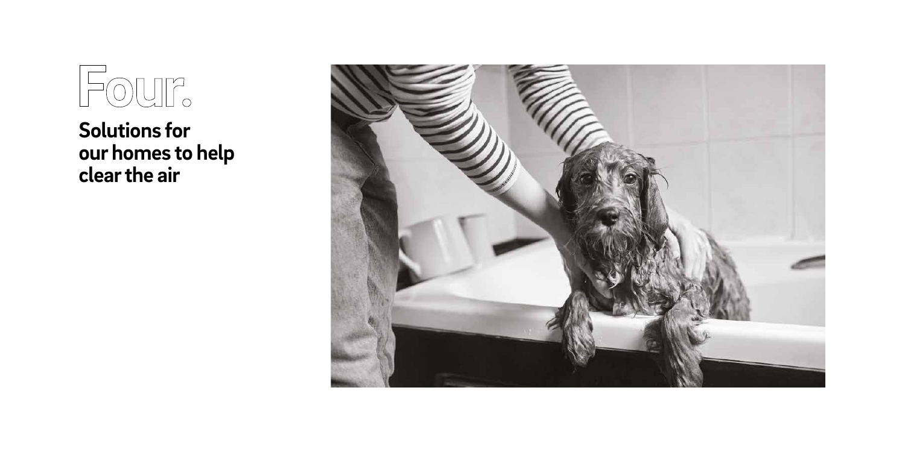# Four.

## Solutions for our homes to help clear the air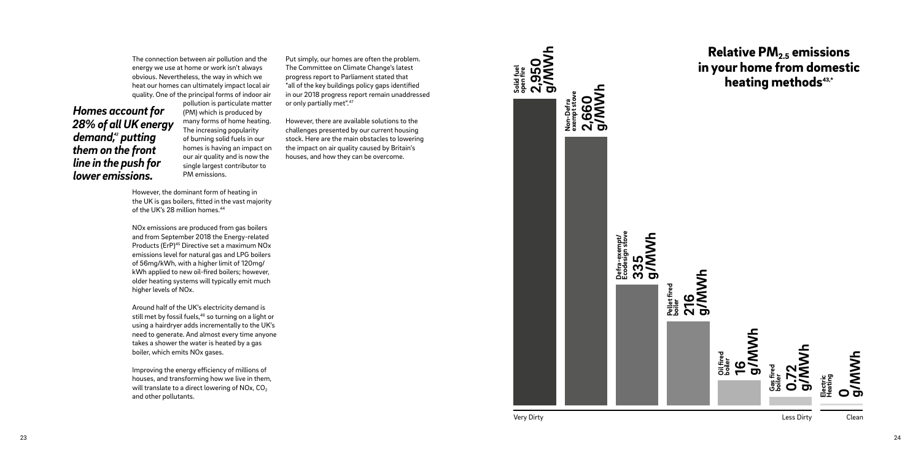*Homes account for 28% of all UK energy demand,[42] putting them on the front line in the push for lower emissions.*

The connection between air pollution and the energy we use at home or work isn't always obvious. Nevertheless, the way in which we heat our homes can ultimately impact local air quality. One of the principal forms of indoor air pollution is particulate matter (PM) which is produced by many forms of home heating. The increasing popularity of burning solid fuels in our homes is having an impact on our air quality and is now the single largest contributor to PM emissions.

However, the dominant form of heating in the UK is gas boilers, fitted in the vast majority of the UK's 28 million homes.[44]

NOx emissions are produced from gas boilers and from September 2018 the Energy-related Products (ErP)[45] Directive set a maximum NOx emissions level for natural gas and LPG boilers of 56mg/kWh, with a higher limit of 120mg/kWh applied to new oil-fired boilers; however, older heating systems will typically emit much higher levels of NOx.

Around half of the UK's electricity demand is still met by fossil fuels,[46] so turning on a light or using a hairdryer adds incrementally to the UK's need to generate. And almost every time anyone takes a shower the water is heated by a gas boiler, which emits NOx gases.

Improving the energy efficiency of millions of houses, and transforming how we live in them, will translate to a direct lowering of NOx, $CO_2$ and other pollutants.

Put simply, our homes are often the problem. The Committee on Climate Change's latest progress report to Parliament stated that "all of the key buildings policy gaps identified in our 2018 progress report remain unaddressed or only partially met".[47]

However, there are available solutions to the challenges presented by our current housing stock. Here are the main obstacles to lowering the impact on air quality caused by Britain's houses, and how they can be overcome.

## Relative $PM_{2.5}$ emissions in your home from domestic heating methods[43,*]

| Heating method | $PM_{2.5}$ emissions |
|---|---|
| Solid fuel open fire | 2,950 g/MWh |
| Non-Defra exempt stove | 2,660 g/MWh |
| Defra-exempt/Ecodesign stove | 335 g/MWh |
| Pellet fired boiler | 216 g/MWh |
| Oil fired boiler | 16 g/MWh |
| Gas fired boiler | 0.72 g/MWh |
| Electric Heating | 0 g/MWh |

Very Dirty — Less Dirty — Clean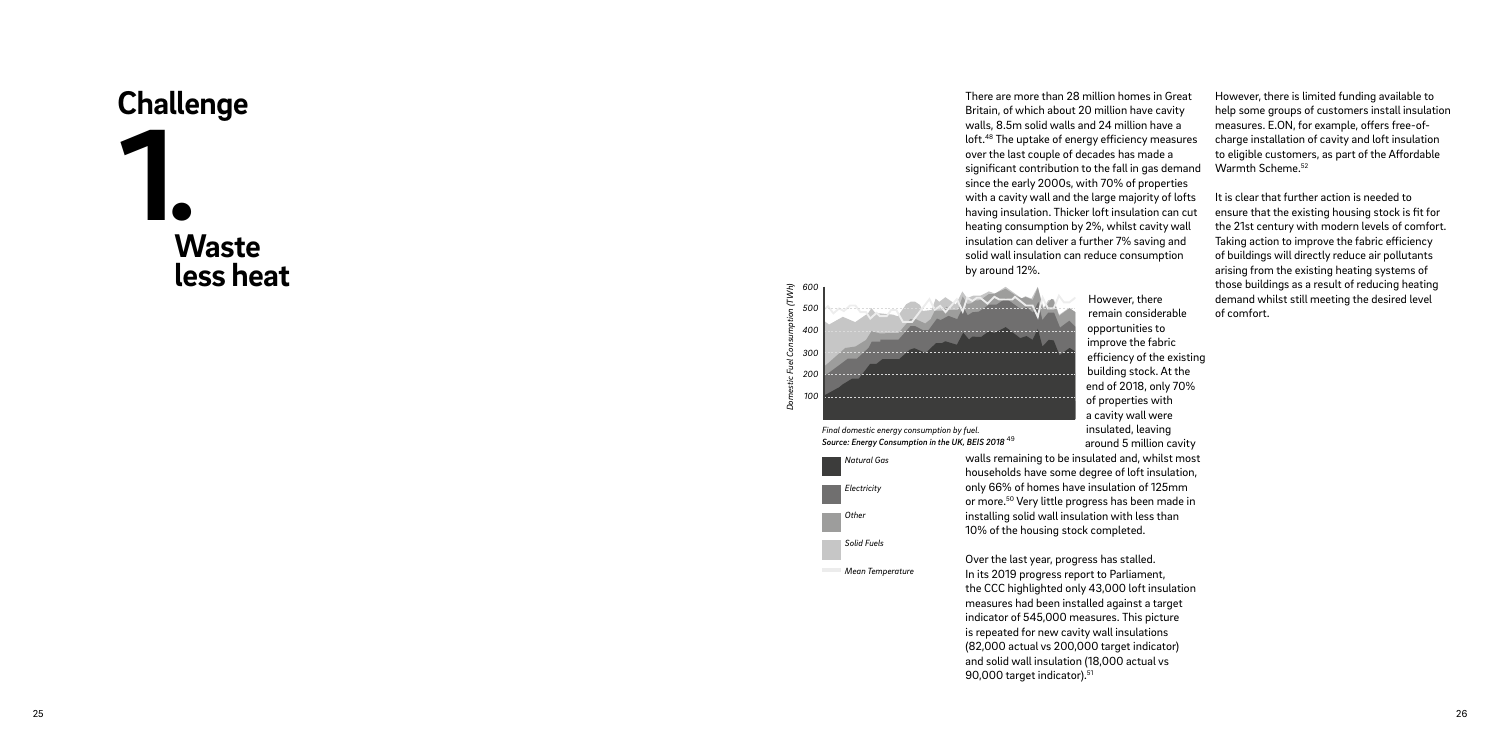# Challenge 1.

## Waste less heat

There are more than 28 million homes in Great Britain, of which about 20 million have cavity walls, 8.5m solid walls and 24 million have a loft.[48] The uptake of energy efficiency measures over the last couple of decades has made a significant contribution to the fall in gas demand since the early 2000s, with 70% of properties with a cavity wall and the large majority of lofts having insulation. Thicker loft insulation can cut heating consumption by 2%, whilst cavity wall insulation can deliver a further 7% saving and solid wall insulation can reduce consumption by around 12%.

Domestic Fuel Consumption (TWh)

600
500
400
300
200
100

*Final domestic energy consumption by fuel.*
***Source: Energy Consumption in the UK, BEIS 2018*** [49]

- *Natural Gas*
- *Electricity*
- *Other*
- *Solid Fuels*
- *Mean Temperature*

However, there remain considerable opportunities to improve the fabric efficiency of the existing building stock. At the end of 2018, only 70% of properties with a cavity wall were insulated, leaving around 5 million cavity walls remaining to be insulated and, whilst most households have some degree of loft insulation, only 66% of homes have insulation of 125mm or more.[50] Very little progress has been made in installing solid wall insulation with less than 10% of the housing stock completed.

Over the last year, progress has stalled. In its 2019 progress report to Parliament, the CCC highlighted only 43,000 loft insulation measures had been installed against a target indicator of 545,000 measures. This picture is repeated for new cavity wall insulations (82,000 actual vs 200,000 target indicator) and solid wall insulation (18,000 actual vs 90,000 target indicator).[51]

However, there is limited funding available to help some groups of customers install insulation measures. E.ON, for example, offers free-of-charge installation of cavity and loft insulation to eligible customers, as part of the Affordable Warmth Scheme.[52]

It is clear that further action is needed to ensure that the existing housing stock is fit for the 21st century with modern levels of comfort. Taking action to improve the fabric efficiency of buildings will directly reduce air pollutants arising from the existing heating systems of those buildings as a result of reducing heating demand whilst still meeting the desired level of comfort.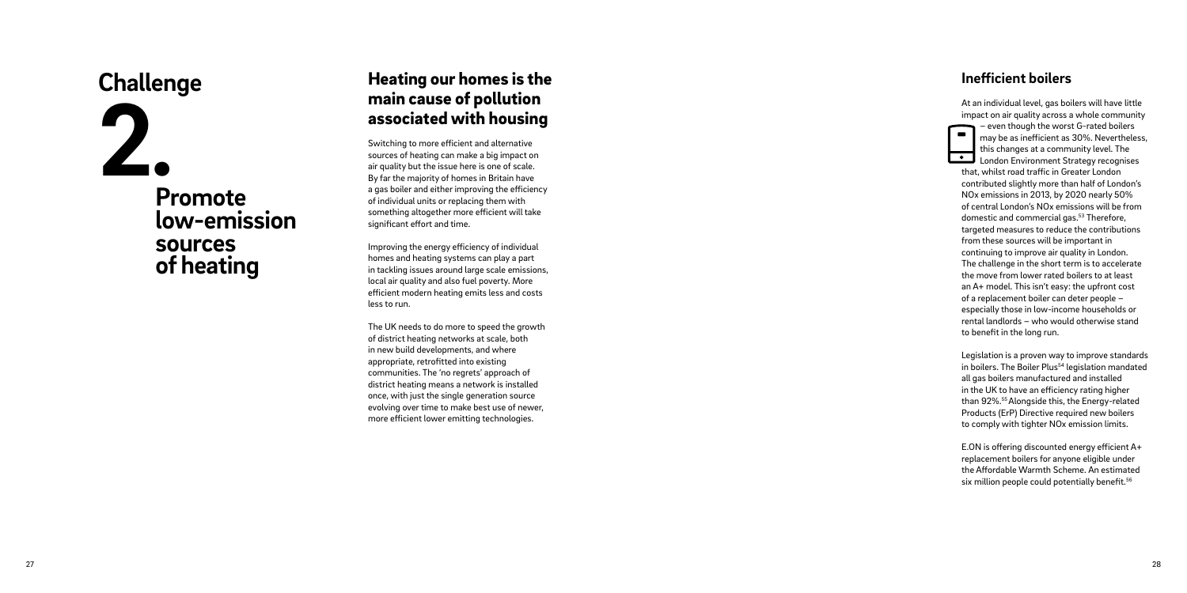# Challenge 2.

## Promote low-emission sources of heating

## Heating our homes is the main cause of pollution associated with housing

Switching to more efficient and alternative sources of heating can make a big impact on air quality but the issue here is one of scale. By far the majority of homes in Britain have a gas boiler and either improving the efficiency of individual units or replacing them with something altogether more efficient will take significant effort and time.

Improving the energy efficiency of individual homes and heating systems can play a part in tackling issues around large scale emissions, local air quality and also fuel poverty. More efficient modern heating emits less and costs less to run.

The UK needs to do more to speed the growth of district heating networks at scale, both in new build developments, and where appropriate, retrofitted into existing communities. The 'no regrets' approach of district heating means a network is installed once, with just the single generation source evolving over time to make best use of newer, more efficient lower emitting technologies.

### Inefficient boilers

At an individual level, gas boilers will have little impact on air quality across a whole community – even though the worst G-rated boilers may be as inefficient as 30%. Nevertheless, this changes at a community level. The London Environment Strategy recognises that, whilst road traffic in Greater London contributed slightly more than half of London's NOx emissions in 2013, by 2020 nearly 50% of central London's NOx emissions will be from domestic and commercial gas.[53] Therefore, targeted measures to reduce the contributions from these sources will be important in continuing to improve air quality in London. The challenge in the short term is to accelerate the move from lower rated boilers to at least an A+ model. This isn't easy: the upfront cost of a replacement boiler can deter people – especially those in low-income households or rental landlords – who would otherwise stand to benefit in the long run.

Legislation is a proven way to improve standards in boilers. The Boiler Plus[54] legislation mandated all gas boilers manufactured and installed in the UK to have an efficiency rating higher than 92%.[55] Alongside this, the Energy-related Products (ErP) Directive required new boilers to comply with tighter NOx emission limits.

E.ON is offering discounted energy efficient A+ replacement boilers for anyone eligible under the Affordable Warmth Scheme. An estimated six million people could potentially benefit.[56]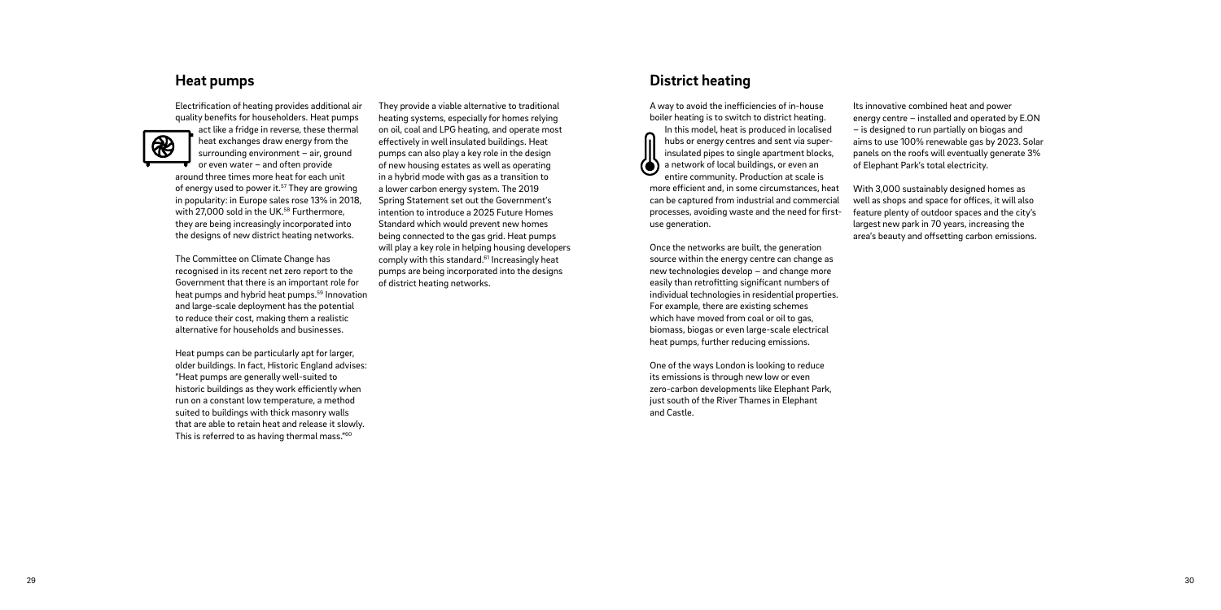## Heat pumps

Electrification of heating provides additional air quality benefits for householders. Heat pumps act like a fridge in reverse, these thermal heat exchanges draw energy from the surrounding environment – air, ground or even water – and often provide around three times more heat for each unit of energy used to power it.[57] They are growing in popularity: in Europe sales rose 13% in 2018, with 27,000 sold in the UK.[58] Furthermore, they are being increasingly incorporated into the designs of new district heating networks.

The Committee on Climate Change has recognised in its recent net zero report to the Government that there is an important role for heat pumps and hybrid heat pumps.[59] Innovation and large-scale deployment has the potential to reduce their cost, making them a realistic alternative for households and businesses.

Heat pumps can be particularly apt for larger, older buildings. In fact, Historic England advises: "Heat pumps are generally well-suited to historic buildings as they work efficiently when run on a constant low temperature, a method suited to buildings with thick masonry walls that are able to retain heat and release it slowly. This is referred to as having thermal mass."[60]

They provide a viable alternative to traditional heating systems, especially for homes relying on oil, coal and LPG heating, and operate most effectively in well insulated buildings. Heat pumps can also play a key role in the design of new housing estates as well as operating in a hybrid mode with gas as a transition to a lower carbon energy system. The 2019 Spring Statement set out the Government's intention to introduce a 2025 Future Homes Standard which would prevent new homes being connected to the gas grid. Heat pumps will play a key role in helping housing developers comply with this standard.[61] Increasingly heat pumps are being incorporated into the designs of district heating networks.

## District heating

A way to avoid the inefficiencies of in-house boiler heating is to switch to district heating. In this model, heat is produced in localised hubs or energy centres and sent via super-insulated pipes to single apartment blocks, a network of local buildings, or even an entire community. Production at scale is more efficient and, in some circumstances, heat can be captured from industrial and commercial processes, avoiding waste and the need for first-use generation.

Once the networks are built, the generation source within the energy centre can change as new technologies develop – and change more easily than retrofitting significant numbers of individual technologies in residential properties. For example, there are existing schemes which have moved from coal or oil to gas, biomass, biogas or even large-scale electrical heat pumps, further reducing emissions.

One of the ways London is looking to reduce its emissions is through new low or even zero-carbon developments like Elephant Park, just south of the River Thames in Elephant and Castle.

Its innovative combined heat and power energy centre – installed and operated by E.ON – is designed to run partially on biogas and aims to use 100% renewable gas by 2023. Solar panels on the roofs will eventually generate 3% of Elephant Park's total electricity.

With 3,000 sustainably designed homes as well as shops and space for offices, it will also feature plenty of outdoor spaces and the city's largest new park in 70 years, increasing the area's beauty and offsetting carbon emissions.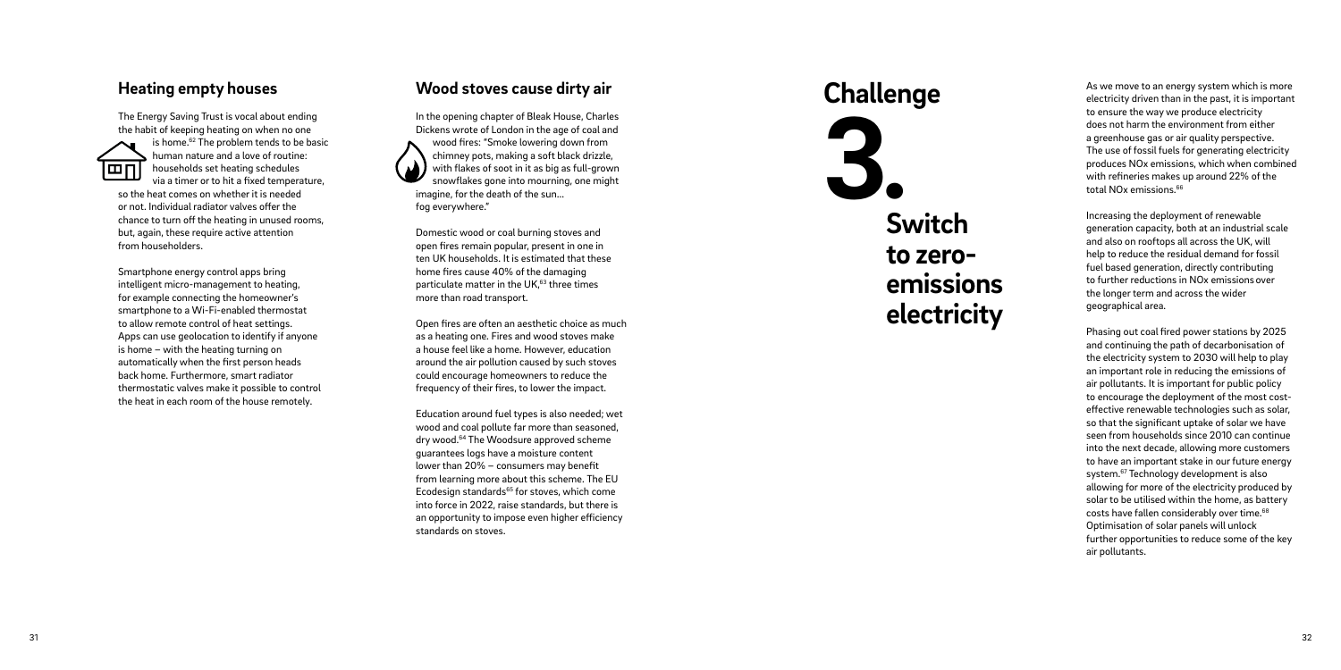## Heating empty houses

The Energy Saving Trust is vocal about ending the habit of keeping heating on when no one is home.[62] The problem tends to be basic human nature and a love of routine: households set heating schedules via a timer or to hit a fixed temperature, so the heat comes on whether it is needed or not. Individual radiator valves offer the chance to turn off the heating in unused rooms, but, again, these require active attention from householders.

Smartphone energy control apps bring intelligent micro-management to heating, for example connecting the homeowner's smartphone to a Wi-Fi-enabled thermostat to allow remote control of heat settings. Apps can use geolocation to identify if anyone is home – with the heating turning on automatically when the first person heads back home. Furthermore, smart radiator thermostatic valves make it possible to control the heat in each room of the house remotely.

## Wood stoves cause dirty air

In the opening chapter of Bleak House, Charles Dickens wrote of London in the age of coal and wood fires: "Smoke lowering down from chimney pots, making a soft black drizzle, with flakes of soot in it as big as full-grown snowflakes gone into mourning, one might imagine, for the death of the sun... fog everywhere."

Domestic wood or coal burning stoves and open fires remain popular, present in one in ten UK households. It is estimated that these home fires cause 40% of the damaging particulate matter in the UK,[63] three times more than road transport.

Open fires are often an aesthetic choice as much as a heating one. Fires and wood stoves make a house feel like a home. However, education around the air pollution caused by such stoves could encourage homeowners to reduce the frequency of their fires, to lower the impact.

Education around fuel types is also needed; wet wood and coal pollute far more than seasoned, dry wood.[64] The Woodsure approved scheme guarantees logs have a moisture content lower than 20% – consumers may benefit from learning more about this scheme. The EU Ecodesign standards[65] for stoves, which come into force in 2022, raise standards, but there is an opportunity to impose even higher efficiency standards on stoves.

# Challenge 3. Switch to zero-emissions electricity

As we move to an energy system which is more electricity driven than in the past, it is important to ensure the way we produce electricity does not harm the environment from either a greenhouse gas or air quality perspective. The use of fossil fuels for generating electricity produces NOx emissions, which when combined with refineries makes up around 22% of the total NOx emissions.[66]

Increasing the deployment of renewable generation capacity, both at an industrial scale and also on rooftops all across the UK, will help to reduce the residual demand for fossil fuel based generation, directly contributing to further reductions in NOx emissions over the longer term and across the wider geographical area.

Phasing out coal fired power stations by 2025 and continuing the path of decarbonisation of the electricity system to 2030 will help to play an important role in reducing the emissions of air pollutants. It is important for public policy to encourage the deployment of the most cost-effective renewable technologies such as solar, so that the significant uptake of solar we have seen from households since 2010 can continue into the next decade, allowing more customers to have an important stake in our future energy system.[67] Technology development is also allowing for more of the electricity produced by solar to be utilised within the home, as battery costs have fallen considerably over time.[68] Optimisation of solar panels will unlock further opportunities to reduce some of the key air pollutants.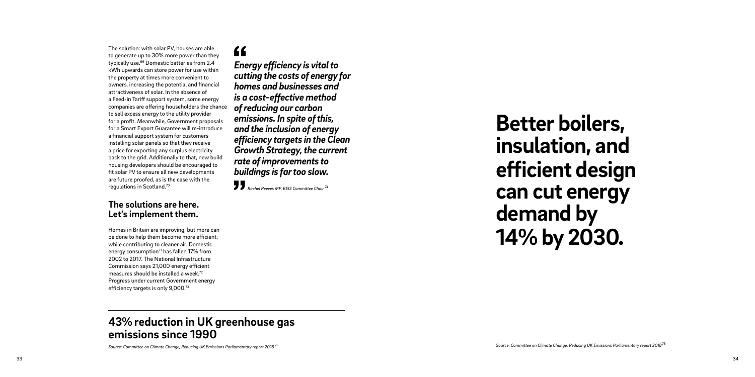The solution: with solar PV, houses are able to generate up to 30% more power than they typically use.[69] Domestic batteries from 2.4 kWh upwards can store power for use within the property at times more convenient to owners, increasing the potential and financial attractiveness of solar. In the absence of a Feed-in Tariff support system, some energy companies are offering householders the chance to sell excess energy to the utility provider for a profit. Meanwhile, Government proposals for a Smart Export Guarantee will re-introduce a financial support system for customers installing solar panels so that they receive a price for exporting any surplus electricity back to the grid. Additionally to that, new build housing developers should be encouraged to fit solar PV to ensure all new developments are future proofed, as is the case with the regulations in Scotland.[70]

### The solutions are here. Let's implement them.

Homes in Britain are improving, but more can be done to help them become more efficient, while contributing to cleaner air. Domestic energy consumption[71] has fallen 17% from 2002 to 2017. The National Infrastructure Commission says 21,000 energy efficient measures should be installed a week.[72] Progress under current Government energy efficiency targets is only 9,000.[73]

> ***"Energy efficiency is vital to cutting the costs of energy for homes and businesses and is a cost-effective method of reducing our carbon emissions. In spite of this, and the inclusion of energy efficiency targets in the Clean Growth Strategy, the current rate of improvements to buildings is far too slow."***
>
> *Rachel Reeves MP, BEIS Committee Chair [74]*

## 43% reduction in UK greenhouse gas emissions since 1990

*Source: Committee on Climate Change, Reducing UK Emissions Parliamentary report 2018 [75]*

# Better boilers, insulation, and efficient design can cut energy demand by 14% by 2030.

*Source: Committee on Climate Change, Reducing UK Emissions Parliamentary report 2018 [76]*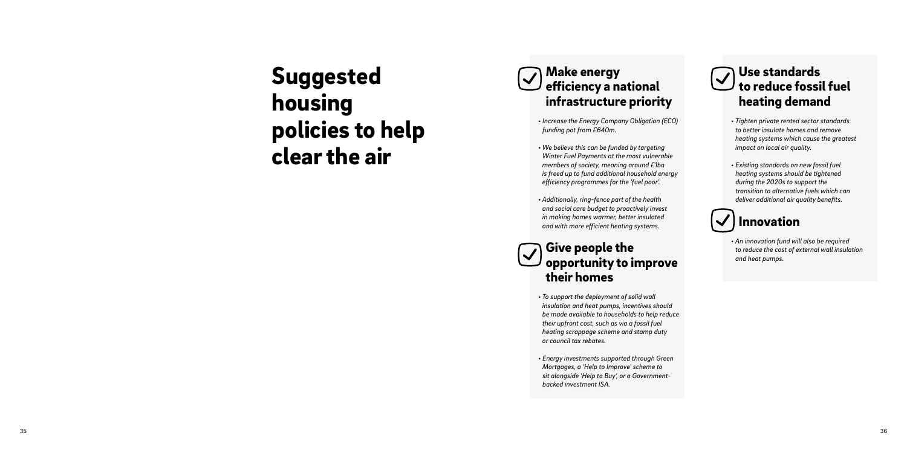# Suggested housing policies to help clear the air

## Make energy efficiency a national infrastructure priority

- *Increase the Energy Company Obligation (ECO) funding pot from £640m.*
- *We believe this can be funded by targeting Winter Fuel Payments at the most vulnerable members of society, meaning around £1bn is freed up to fund additional household energy efficiency programmes for the 'fuel poor'.*
- *Additionally, ring-fence part of the health and social care budget to proactively invest in making homes warmer, better insulated and with more efficient heating systems.*

## Give people the opportunity to improve their homes

- *To support the deployment of solid wall insulation and heat pumps, incentives should be made available to households to help reduce their upfront cost, such as via a fossil fuel heating scrappage scheme and stamp duty or council tax rebates.*
- *Energy investments supported through Green Mortgages, a 'Help to Improve' scheme to sit alongside 'Help to Buy', or a Government-backed investment ISA.*

## Use standards to reduce fossil fuel heating demand

- *Tighten private rented sector standards to better insulate homes and remove heating systems which cause the greatest impact on local air quality.*
- *Existing standards on new fossil fuel heating systems should be tightened during the 2020s to support the transition to alternative fuels which can deliver additional air quality benefits.*

## Innovation

- *An innovation fund will also be required to reduce the cost of external wall insulation and heat pumps.*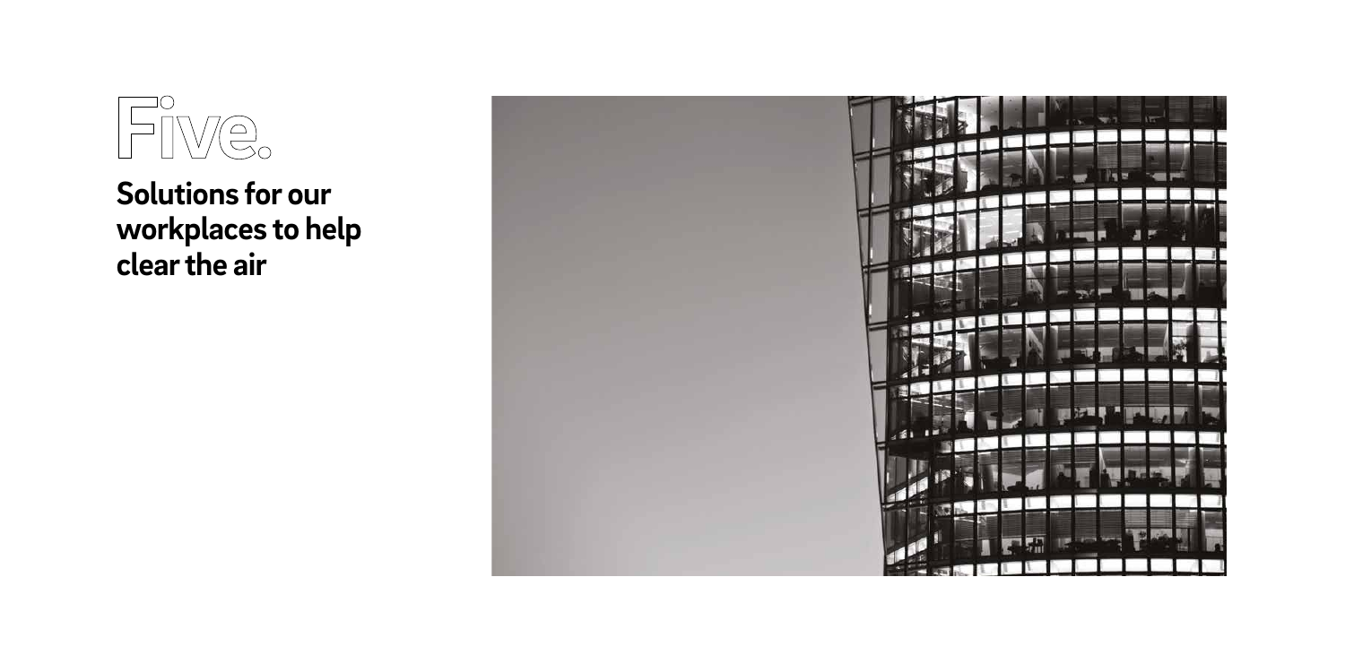# Five.

## Solutions for our workplaces to help clear the air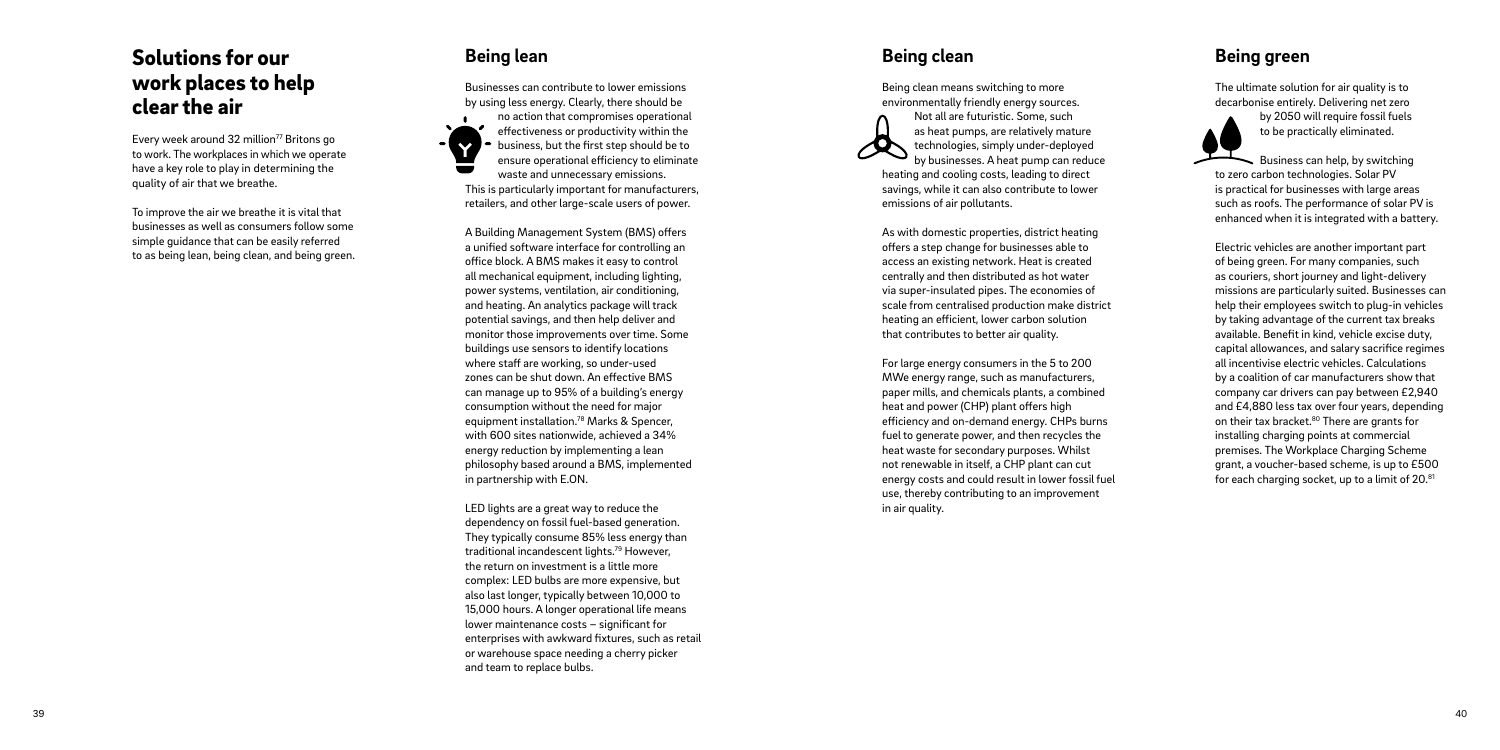# Solutions for our work places to help clear the air

Every week around 32 million[77] Britons go to work. The workplaces in which we operate have a key role to play in determining the quality of air that we breathe.

To improve the air we breathe it is vital that businesses as well as consumers follow some simple guidance that can be easily referred to as being lean, being clean, and being green.

## Being lean

Businesses can contribute to lower emissions by using less energy. Clearly, there should be no action that compromises operational effectiveness or productivity within the business, but the first step should be to ensure operational efficiency to eliminate waste and unnecessary emissions. This is particularly important for manufacturers, retailers, and other large-scale users of power.

A Building Management System (BMS) offers a unified software interface for controlling an office block. A BMS makes it easy to control all mechanical equipment, including lighting, power systems, ventilation, air conditioning, and heating. An analytics package will track potential savings, and then help deliver and monitor those improvements over time. Some buildings use sensors to identify locations where staff are working, so under-used zones can be shut down. An effective BMS can manage up to 95% of a building's energy consumption without the need for major equipment installation.[78] Marks & Spencer, with 600 sites nationwide, achieved a 34% energy reduction by implementing a lean philosophy based around a BMS, implemented in partnership with E.ON.

LED lights are a great way to reduce the dependency on fossil fuel-based generation. They typically consume 85% less energy than traditional incandescent lights.[79] However, the return on investment is a little more complex: LED bulbs are more expensive, but also last longer, typically between 10,000 to 15,000 hours. A longer operational life means lower maintenance costs – significant for enterprises with awkward fixtures, such as retail or warehouse space needing a cherry picker and team to replace bulbs.

## Being clean

Being clean means switching to more environmentally friendly energy sources. Not all are futuristic. Some, such as heat pumps, are relatively mature technologies, simply under-deployed by businesses. A heat pump can reduce heating and cooling costs, leading to direct savings, while it can also contribute to lower emissions of air pollutants.

As with domestic properties, district heating offers a step change for businesses able to access an existing network. Heat is created centrally and then distributed as hot water via super-insulated pipes. The economies of scale from centralised production make district heating an efficient, lower carbon solution that contributes to better air quality.

For large energy consumers in the 5 to 200 MWe energy range, such as manufacturers, paper mills, and chemicals plants, a combined heat and power (CHP) plant offers high efficiency and on-demand energy. CHPs burns fuel to generate power, and then recycles the heat waste for secondary purposes. Whilst not renewable in itself, a CHP plant can cut energy costs and could result in lower fossil fuel use, thereby contributing to an improvement in air quality.

## Being green

The ultimate solution for air quality is to decarbonise entirely. Delivering net zero by 2050 will require fossil fuels to be practically eliminated.

Business can help, by switching to zero carbon technologies. Solar PV is practical for businesses with large areas such as roofs. The performance of solar PV is enhanced when it is integrated with a battery.

Electric vehicles are another important part of being green. For many companies, such as couriers, short journey and light-delivery missions are particularly suited. Businesses can help their employees switch to plug-in vehicles by taking advantage of the current tax breaks available. Benefit in kind, vehicle excise duty, capital allowances, and salary sacrifice regimes all incentivise electric vehicles. Calculations by a coalition of car manufacturers show that company car drivers can pay between £2,940 and £4,880 less tax over four years, depending on their tax bracket.[80] There are grants for installing charging points at commercial premises. The Workplace Charging Scheme grant, a voucher-based scheme, is up to £500 for each charging socket, up to a limit of 20.[81]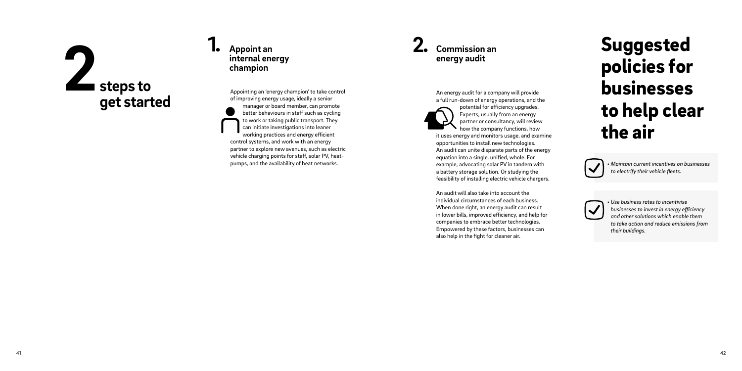# 2 steps to get started

## 1. Appoint an internal energy champion

Appointing an 'energy champion' to take control of improving energy usage, ideally a senior manager or board member, can promote better behaviours in staff such as cycling to work or taking public transport. They can initiate investigations into leaner working practices and energy efficient control systems, and work with an energy partner to explore new avenues, such as electric vehicle charging points for staff, solar PV, heat-pumps, and the availability of heat networks.

## 2. Commission an energy audit

An energy audit for a company will provide a full run-down of energy operations, and the potential for efficiency upgrades. Experts, usually from an energy partner or consultancy, will review how the company functions, how it uses energy and monitors usage, and examine opportunities to install new technologies. An audit can unite disparate parts of the energy equation into a single, unified, whole. For example, advocating solar PV in tandem with a battery storage solution. Or studying the feasibility of installing electric vehicle chargers.

An audit will also take into account the individual circumstances of each business. When done right, an energy audit can result in lower bills, improved efficiency, and help for companies to embrace better technologies. Empowered by these factors, businesses can also help in the fight for cleaner air.

# Suggested policies for businesses to help clear the air

- *Maintain current incentives on businesses to electrify their vehicle fleets.*

- *Use business rates to incentivise businesses to invest in energy efficiency and other solutions which enable them to take action and reduce emissions from their buildings.*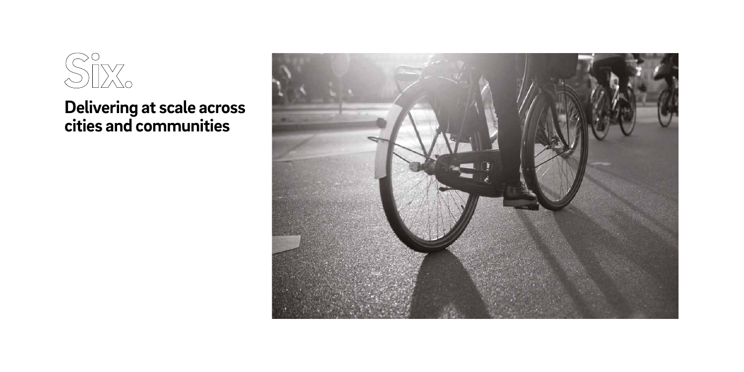# Six.

## Delivering at scale across cities and communities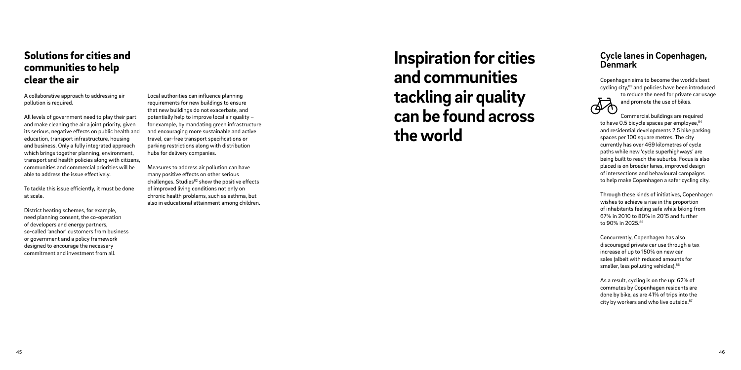## Solutions for cities and communities to help clear the air

A collaborative approach to addressing air pollution is required.

All levels of government need to play their part and make cleaning the air a joint priority, given its serious, negative effects on public health and education, transport infrastructure, housing and business. Only a fully integrated approach which brings together planning, environment, transport and health policies along with citizens, communities and commercial priorities will be able to address the issue effectively.

To tackle this issue efficiently, it must be done at scale.

District heating schemes, for example, need planning consent, the co-operation of developers and energy partners, so-called 'anchor' customers from business or government and a policy framework designed to encourage the necessary commitment and investment from all.

Local authorities can influence planning requirements for new buildings to ensure that new buildings do not exacerbate, and potentially help to improve local air quality – for example, by mandating green infrastructure and encouraging more sustainable and active travel, car-free transport specifications or parking restrictions along with distribution hubs for delivery companies.

Measures to address air pollution can have many positive effects on other serious challenges. Studies[82] show the positive effects of improved living conditions not only on chronic health problems, such as asthma, but also in educational attainment among children.

# Inspiration for cities and communities tackling air quality can be found across the world

### Cycle lanes in Copenhagen, Denmark

Copenhagen aims to become the world's best cycling city,[83] and policies have been introduced to reduce the need for private car usage and promote the use of bikes.

Commercial buildings are required to have 0.5 bicycle spaces per employee,[84] and residential developments 2.5 bike parking spaces per 100 square metres. The city currently has over 469 kilometres of cycle paths while new 'cycle superhighways' are being built to reach the suburbs. Focus is also placed is on broader lanes, improved design of intersections and behavioural campaigns to help make Copenhagen a safer cycling city.

Through these kinds of initiatives, Copenhagen wishes to achieve a rise in the proportion of inhabitants feeling safe while biking from 67% in 2010 to 80% in 2015 and further to 90% in 2025.[85]

Concurrently, Copenhagen has also discouraged private car use through a tax increase of up to 150% on new car sales (albeit with reduced amounts for smaller, less polluting vehicles).[86]

As a result, cycling is on the up: 62% of commutes by Copenhagen residents are done by bike, as are 41% of trips into the city by workers and who live outside.[87]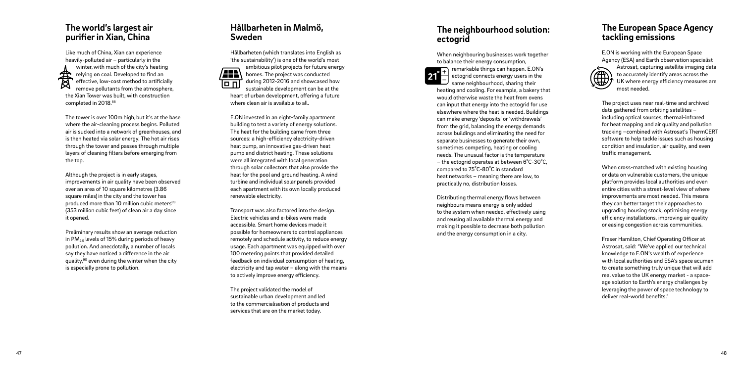## The world's largest air purifier in Xian, China

Like much of China, Xian can experience heavily-polluted air – particularly in the winter, with much of the city's heating relying on coal. Developed to find an effective, low-cost method to artificially remove pollutants from the atmosphere, the Xian Tower was built, with construction completed in 2018.[88]

The tower is over 100m high, but it's at the base where the air-cleaning process begins. Polluted air is sucked into a network of greenhouses, and is then heated via solar energy. The hot air rises through the tower and passes through multiple layers of cleaning filters before emerging from the top.

Although the project is in early stages, improvements in air quality have been observed over an area of 10 square kilometres (3.86 square miles) in the city and the tower has produced more than 10 million cubic meters[89] (353 million cubic feet) of clean air a day since it opened.

Preliminary results show an average reduction in $PM_{2.5}$ levels of 15% during periods of heavy pollution. And anecdotally, a number of locals say they have noticed a difference in the air quality,[90] even during the winter when the city is especially prone to pollution.

## Hållbarheten in Malmö, Sweden

Hållbarheten (which translates into English as 'the sustainability') is one of the world's most ambitious pilot projects for future energy homes. The project was conducted during 2012-2016 and showcased how sustainable development can be at the heart of urban development, offering a future where clean air is available to all.

E.ON invested in an eight-family apartment building to test a variety of energy solutions. The heat for the building came from three sources: a high-efficiency electricity-driven heat pump, an innovative gas-driven heat pump and district heating. These solutions were all integrated with local generation through solar collectors that also provide the heat for the pool and ground heating. A wind turbine and individual solar panels provided each apartment with its own locally produced renewable electricity.

Transport was also factored into the design. Electric vehicles and e-bikes were made accessible. Smart home devices made it possible for homeowners to control appliances remotely and schedule activity, to reduce energy usage. Each apartment was equipped with over 100 metering points that provided detailed feedback on individual consumption of heating, electricity and tap water – along with the means to actively improve energy efficiency.

The project validated the model of sustainable urban development and led to the commercialisation of products and services that are on the market today.

## The neighbourhood solution: ectogrid

When neighbouring businesses work together to balance their energy consumption, remarkable things can happen. E.ON's ectogrid connects energy users in the same neighbourhood, sharing their heating and cooling. For example, a bakery that would otherwise waste the heat from ovens can input that energy into the ectogrid for use elsewhere where the heat is needed. Buildings can make energy 'deposits' or 'withdrawals' from the grid, balancing the energy demands across buildings and eliminating the need for separate businesses to generate their own, sometimes competing, heating or cooling needs. The unusual factor is the temperature – the ectogrid operates at between 6˚C-30˚C, compared to 75˚C-80˚C in standard heat networks – meaning there are low, to practically no, distribution losses.

Distributing thermal energy flows between neighbours means energy is only added to the system when needed, effectively using and reusing all available thermal energy and making it possible to decrease both pollution and the energy consumption in a city.

## The European Space Agency tackling emissions

E.ON is working with the European Space Agency (ESA) and Earth observation specialist Astrosat, capturing satellite imaging data to accurately identify areas across the UK where energy efficiency measures are most needed.

The project uses near real-time and archived data gathered from orbiting satellites – including optical sources, thermal-infrared for heat mapping and air quality and pollution tracking –combined with Astrosat's ThermCERT software to help tackle issues such as housing condition and insulation, air quality, and even traffic management.

When cross-matched with existing housing or data on vulnerable customers, the unique platform provides local authorities and even entire cities with a street-level view of where improvements are most needed. This means they can better target their approaches to upgrading housing stock, optimising energy efficiency installations, improving air quality or easing congestion across communities.

Fraser Hamilton, Chief Operating Officer at Astrosat, said: "We've applied our technical knowledge to E.ON's wealth of experience with local authorities and ESA's space acumen to create something truly unique that will add real value to the UK energy market - a space-age solution to Earth's energy challenges by leveraging the power of space technology to deliver real-world benefits."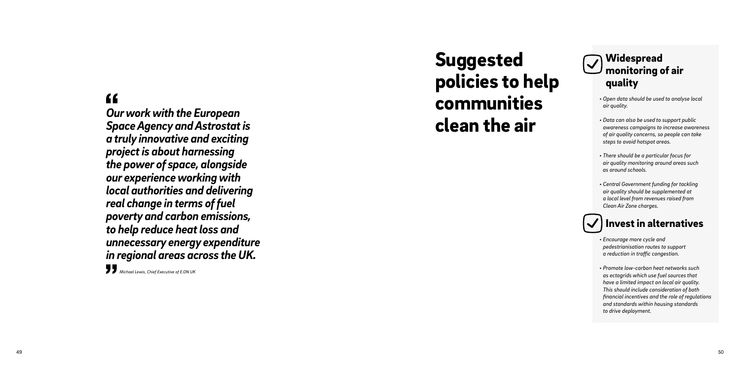> *Our work with the European Space Agency and Astrostat is a truly innovative and exciting project is about harnessing the power of space, alongside our experience working with local authorities and delivering real change in terms of fuel poverty and carbon emissions, to help reduce heat loss and unnecessary energy expenditure in regional areas across the UK.*
>
> *Michael Lewis, Chief Executive of E.ON UK*

# Suggested policies to help communities clean the air

## Widespread monitoring of air quality

- *Open data should be used to analyse local air quality.*
- *Data can also be used to support public awareness campaigns to increase awareness of air quality concerns, so people can take steps to avoid hotspot areas.*
- *There should be a particular focus for air quality monitoring around areas such as around schools.*
- *Central Government funding for tackling air quality should be supplemented at a local level from revenues raised from Clean Air Zone charges.*

## Invest in alternatives

- *Encourage more cycle and pedestrianisation routes to support a reduction in traffic congestion.*
- *Promote low-carbon heat networks such as ectogrids which use fuel sources that have a limited impact on local air quality. This should include consideration of both financial incentives and the role of regulations and standards within housing standards to drive deployment.*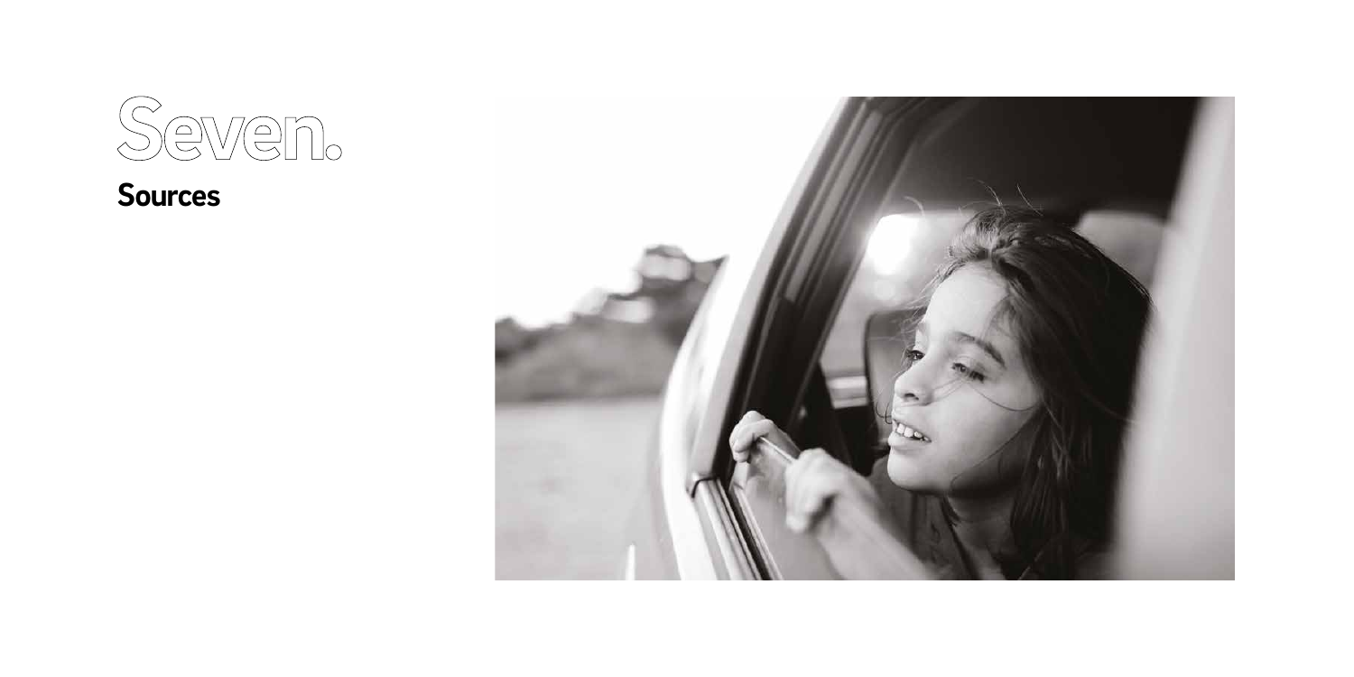# Seven.

## Sources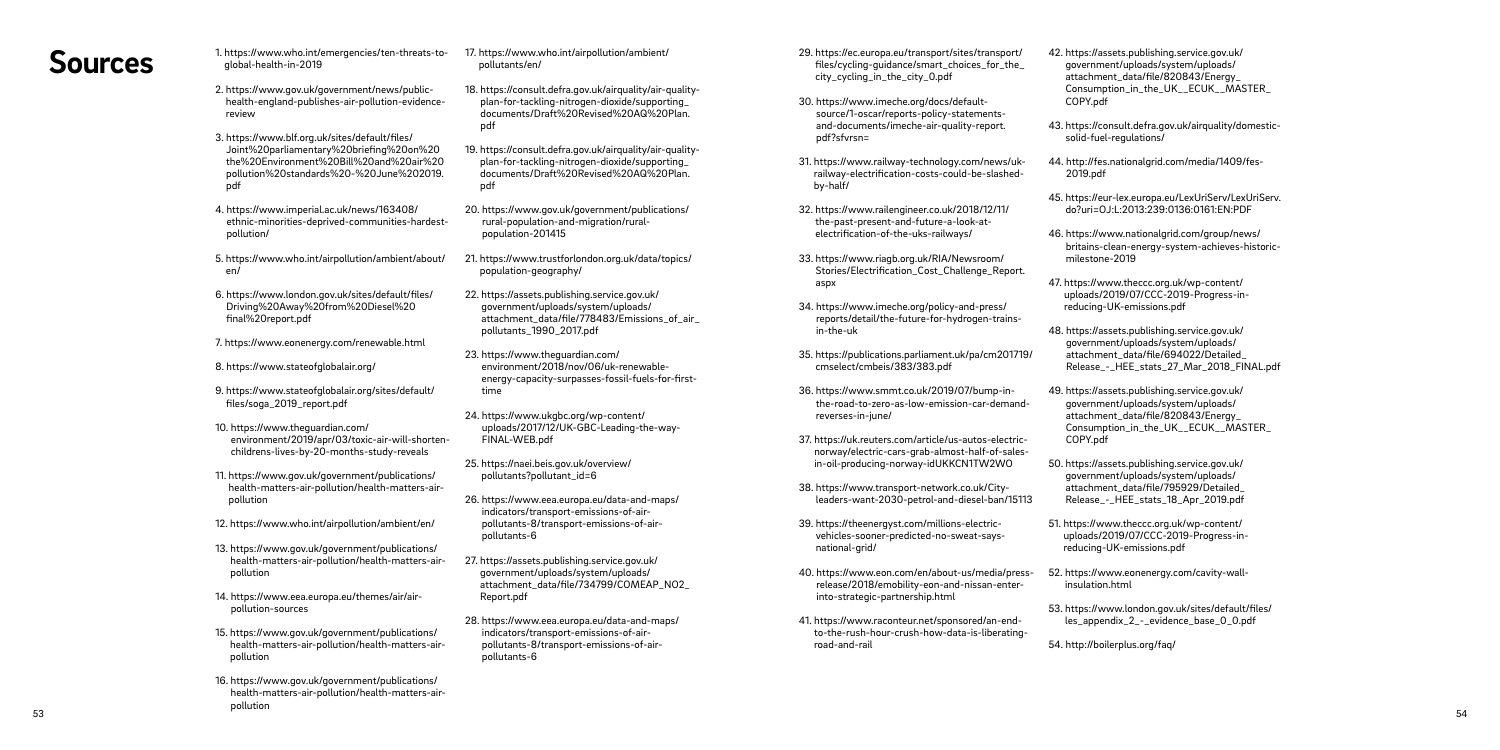# Sources

1. https://www.who.int/emergencies/ten-threats-to-global-health-in-2019
2. https://www.gov.uk/government/news/public-health-england-publishes-air-pollution-evidence-review
3. https://www.blf.org.uk/sites/default/files/Joint%20parliamentary%20briefing%20on%20the%20Environment%20Bill%20and%20air%20pollution%20standards%20-%20June%202019.pdf
4. https://www.imperial.ac.uk/news/163408/ethnic-minorities-deprived-communities-hardest-pollution/
5. https://www.who.int/airpollution/ambient/about/en/
6. https://www.london.gov.uk/sites/default/files/Driving%20Away%20from%20Diesel%20final%20report.pdf
7. https://www.eonenergy.com/renewable.html
8. https://www.stateofglobalair.org/
9. https://www.stateofglobalair.org/sites/default/files/soga_2019_report.pdf
10. https://www.theguardian.com/environment/2019/apr/03/toxic-air-will-shorten-childrens-lives-by-20-months-study-reveals
11. https://www.gov.uk/government/publications/health-matters-air-pollution/health-matters-air-pollution
12. https://www.who.int/airpollution/ambient/en/
13. https://www.gov.uk/government/publications/health-matters-air-pollution/health-matters-air-pollution
14. https://www.eea.europa.eu/themes/air/air-pollution-sources
15. https://www.gov.uk/government/publications/health-matters-air-pollution/health-matters-air-pollution
16. https://www.gov.uk/government/publications/health-matters-air-pollution/health-matters-air-pollution
17. https://www.who.int/airpollution/ambient/pollutants/en/
18. https://consult.defra.gov.uk/airquality/air-quality-plan-for-tackling-nitrogen-dioxide/supporting_documents/Draft%20Revised%20AQ%20Plan.pdf
19. https://consult.defra.gov.uk/airquality/air-quality-plan-for-tackling-nitrogen-dioxide/supporting_documents/Draft%20Revised%20AQ%20Plan.pdf
20. https://www.gov.uk/government/publications/rural-population-and-migration/rural-population-201415
21. https://www.trustforlondon.org.uk/data/topics/population-geography/
22. https://assets.publishing.service.gov.uk/government/uploads/system/uploads/attachment_data/file/778483/Emissions_of_air_pollutants_1990_2017.pdf
23. https://www.theguardian.com/environment/2018/nov/06/uk-renewable-energy-capacity-surpasses-fossil-fuels-for-first-time
24. https://www.ukgbc.org/wp-content/uploads/2017/12/UK-GBC-Leading-the-way-FINAL-WEB.pdf
25. https://naei.beis.gov.uk/overview/pollutants?pollutant_id=6
26. https://www.eea.europa.eu/data-and-maps/indicators/transport-emissions-of-air-pollutants-8/transport-emissions-of-air-pollutants-6
27. https://assets.publishing.service.gov.uk/government/uploads/system/uploads/attachment_data/file/734799/COMEAP_NO2_Report.pdf
28. https://www.eea.europa.eu/data-and-maps/indicators/transport-emissions-of-air-pollutants-8/transport-emissions-of-air-pollutants-6
29. https://ec.europa.eu/transport/sites/transport/files/cycling-guidance/smart_choices_for_the_city_cycling_in_the_city_0.pdf
30. https://www.imeche.org/docs/default-source/1-oscar/reports-policy-statements-and-documents/imeche-air-quality-report.pdf?sfvrsn=
31. https://www.railway-technology.com/news/uk-railway-electrification-costs-could-be-slashed-by-half/
32. https://www.railengineer.co.uk/2018/12/11/the-past-present-and-future-a-look-at-electrification-of-the-uks-railways/
33. https://www.riagb.org.uk/RIA/Newsroom/Stories/Electrification_Cost_Challenge_Report.aspx
34. https://www.imeche.org/policy-and-press/reports/detail/the-future-for-hydrogen-trains-in-the-uk
35. https://publications.parliament.uk/pa/cm201719/cmselect/cmbeis/383/383.pdf
36. https://www.smmt.co.uk/2019/07/bump-in-the-road-to-zero-as-low-emission-car-demand-reverses-in-june/
37. https://uk.reuters.com/article/us-autos-electric-norway/electric-cars-grab-almost-half-of-sales-in-oil-producing-norway-idUKKCN1TW2WO
38. https://www.transport-network.co.uk/City-leaders-want-2030-petrol-and-diesel-ban/15113
39. https://theenergyst.com/millions-electric-vehicles-sooner-predicted-no-sweat-says-national-grid/
40. https://www.eon.com/en/about-us/media/press-release/2018/emobility-eon-and-nissan-enter-into-strategic-partnership.html
41. https://www.raconteur.net/sponsored/an-end-to-the-rush-hour-crush-how-data-is-liberating-road-and-rail
42. https://assets.publishing.service.gov.uk/government/uploads/system/uploads/attachment_data/file/820843/Energy_Consumption_in_the_UK__ECUK__MASTER_COPY.pdf
43. https://consult.defra.gov.uk/airquality/domestic-solid-fuel-regulations/
44. http://fes.nationalgrid.com/media/1409/fes-2019.pdf
45. https://eur-lex.europa.eu/LexUriServ/LexUriServ.do?uri=OJ:L:2013:239:0136:0161:EN:PDF
46. https://www.nationalgrid.com/group/news/britains-clean-energy-system-achieves-historic-milestone-2019
47. https://www.theccc.org.uk/wp-content/uploads/2019/07/CCC-2019-Progress-in-reducing-UK-emissions.pdf
48. https://assets.publishing.service.gov.uk/government/uploads/system/uploads/attachment_data/file/694022/Detailed_Release_-_HEE_stats_27_Mar_2018_FINAL.pdf
49. https://assets.publishing.service.gov.uk/government/uploads/system/uploads/attachment_data/file/820843/Energy_Consumption_in_the_UK__ECUK__MASTER_COPY.pdf
50. https://assets.publishing.service.gov.uk/government/uploads/system/uploads/attachment_data/file/795929/Detailed_Release_-_HEE_stats_18_Apr_2019.pdf
51. https://www.theccc.org.uk/wp-content/uploads/2019/07/CCC-2019-Progress-in-reducing-UK-emissions.pdf
52. https://www.eonenergy.com/cavity-wall-insulation.html
53. https://www.london.gov.uk/sites/default/files/les_appendix_2_-_evidence_base_0_0.pdf
54. http://boilerplus.org/faq/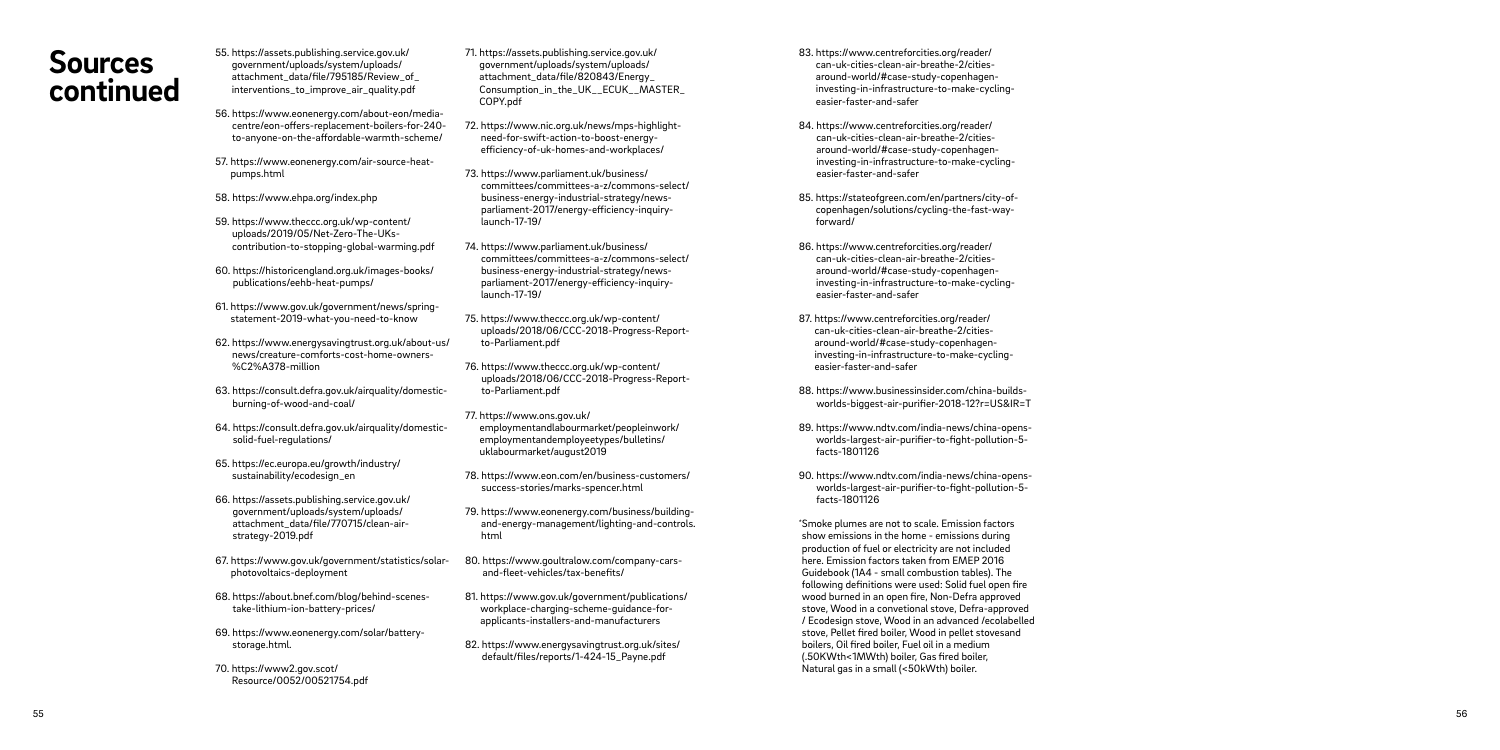# Sources continued

55. https://assets.publishing.service.gov.uk/government/uploads/system/uploads/attachment_data/file/795185/Review_of_interventions_to_improve_air_quality.pdf

56. https://www.eonenergy.com/about-eon/media-centre/eon-offers-replacement-boilers-for-240-to-anyone-on-the-affordable-warmth-scheme/

57. https://www.eonenergy.com/air-source-heat-pumps.html

58. https://www.ehpa.org/index.php

59. https://www.theccc.org.uk/wp-content/uploads/2019/05/Net-Zero-The-UKs-contribution-to-stopping-global-warming.pdf

60. https://historicengland.org.uk/images-books/publications/eehb-heat-pumps/

61. https://www.gov.uk/government/news/spring-statement-2019-what-you-need-to-know

62. https://www.energysavingtrust.org.uk/about-us/news/creature-comforts-cost-home-owners-%C2%A378-million

63. https://consult.defra.gov.uk/airquality/domestic-burning-of-wood-and-coal/

64. https://consult.defra.gov.uk/airquality/domestic-solid-fuel-regulations/

65. https://ec.europa.eu/growth/industry/sustainability/ecodesign_en

66. https://assets.publishing.service.gov.uk/government/uploads/system/uploads/attachment_data/file/770715/clean-air-strategy-2019.pdf

67. https://www.gov.uk/government/statistics/solar-photovoltaics-deployment

68. https://about.bnef.com/blog/behind-scenes-take-lithium-ion-battery-prices/

69. https://www.eonenergy.com/solar/battery-storage.html.

70. https://www2.gov.scot/Resource/0052/00521754.pdf

71. https://assets.publishing.service.gov.uk/government/uploads/system/uploads/attachment_data/file/820843/Energy_Consumption_in_the_UK__ECUK__MASTER_COPY.pdf

72. https://www.nic.org.uk/news/mps-highlight-need-for-swift-action-to-boost-energy-efficiency-of-uk-homes-and-workplaces/

73. https://www.parliament.uk/business/committees/committees-a-z/commons-select/business-energy-industrial-strategy/news-parliament-2017/energy-efficiency-inquiry-launch-17-19/

74. https://www.parliament.uk/business/committees/committees-a-z/commons-select/business-energy-industrial-strategy/news-parliament-2017/energy-efficiency-inquiry-launch-17-19/

75. https://www.theccc.org.uk/wp-content/uploads/2018/06/CCC-2018-Progress-Report-to-Parliament.pdf

76. https://www.theccc.org.uk/wp-content/uploads/2018/06/CCC-2018-Progress-Report-to-Parliament.pdf

77. https://www.ons.gov.uk/employmentandlabourmarket/peopleinwork/employmentandemployeetypes/bulletins/uklabourmarket/august2019

78. https://www.eon.com/en/business-customers/success-stories/marks-spencer.html

79. https://www.eonenergy.com/business/building-and-energy-management/lighting-and-controls.html

80. https://www.goultralow.com/company-cars-and-fleet-vehicles/tax-benefits/

81. https://www.gov.uk/government/publications/workplace-charging-scheme-guidance-for-applicants-installers-and-manufacturers

82. https://www.energysavingtrust.org.uk/sites/default/files/reports/1-424-15_Payne.pdf

83. https://www.centreforcities.org/reader/can-uk-cities-clean-air-breathe-2/cities-around-world/#case-study-copenhagen-investing-in-infrastructure-to-make-cycling-easier-faster-and-safer

84. https://www.centreforcities.org/reader/can-uk-cities-clean-air-breathe-2/cities-around-world/#case-study-copenhagen-investing-in-infrastructure-to-make-cycling-easier-faster-and-safer

85. https://stateofgreen.com/en/partners/city-of-copenhagen/solutions/cycling-the-fast-way-forward/

86. https://www.centreforcities.org/reader/can-uk-cities-clean-air-breathe-2/cities-around-world/#case-study-copenhagen-investing-in-infrastructure-to-make-cycling-easier-faster-and-safer

87. https://www.centreforcities.org/reader/can-uk-cities-clean-air-breathe-2/cities-around-world/#case-study-copenhagen-investing-in-infrastructure-to-make-cycling-easier-faster-and-safer

88. https://www.businessinsider.com/china-builds-worlds-biggest-air-purifier-2018-12?r=US&IR=T

89. https://www.ndtv.com/india-news/china-opens-worlds-largest-air-purifier-to-fight-pollution-5-facts-1801126

90. https://www.ndtv.com/india-news/china-opens-worlds-largest-air-purifier-to-fight-pollution-5-facts-1801126

*Smoke plumes are not to scale. Emission factors show emissions in the home - emissions during production of fuel or electricity are not included here. Emission factors taken from EMEP 2016 Guidebook (1A4 - small combustion tables). The following definitions were used: Solid fuel open fire wood burned in an open fire, Non-Defra approved stove, Wood in a convetional stove, Defra-approved / Ecodesign stove, Wood in an advanced /ecolabelled stove, Pellet fired boiler, Wood in pellet stovesand boilers, Oil fired boiler, Fuel oil in a medium (.50KWth<1MWth) boiler, Gas fired boiler, Natural gas in a small (<50kWth) boiler.